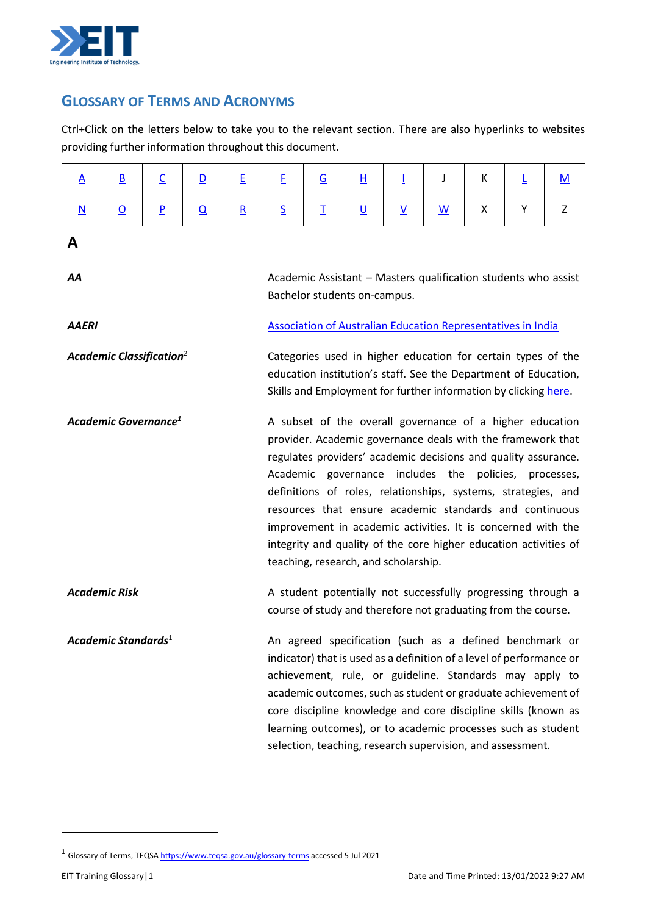## GLOSSARY OF TERMS AND ACRONYMS

Ctrl+Click on the letters below to take you to the relevant section. There are also hyperlinks to websites providing further information throughout this document.

| A | B | C | D | E | F | G | H | I | J | K | L | M |
|---|---|---|---|---|---|---|---|---|---|---|---|---|
| N | O | P | Q | R | S | T | U | V | W | X | Y | Z |

# A

***AA*** — Academic Assistant – Masters qualification students who assist Bachelor students on-campus.

***AAERI*** — Association of Australian Education Representatives in India

***Academic Classification***[2] — Categories used in higher education for certain types of the education institution's staff. See the Department of Education, Skills and Employment for further information by clicking here.

***Academic Governance***[1] — A subset of the overall governance of a higher education provider. Academic governance deals with the framework that regulates providers' academic decisions and quality assurance. Academic governance includes the policies, processes, definitions of roles, relationships, systems, strategies, and resources that ensure academic standards and continuous improvement in academic activities. It is concerned with the integrity and quality of the core higher education activities of teaching, research, and scholarship.

***Academic Risk*** — A student potentially not successfully progressing through a course of study and therefore not graduating from the course.

***Academic Standards***[1] — An agreed specification (such as a defined benchmark or indicator) that is used as a definition of a level of performance or achievement, rule, or guideline. Standards may apply to academic outcomes, such as student or graduate achievement of core discipline knowledge and core discipline skills (known as learning outcomes), or to academic processes such as student selection, teaching, research supervision, and assessment.

---

[1] Glossary of Terms, TEQSA https://www.teqsa.gov.au/glossary-terms accessed 5 Jul 2021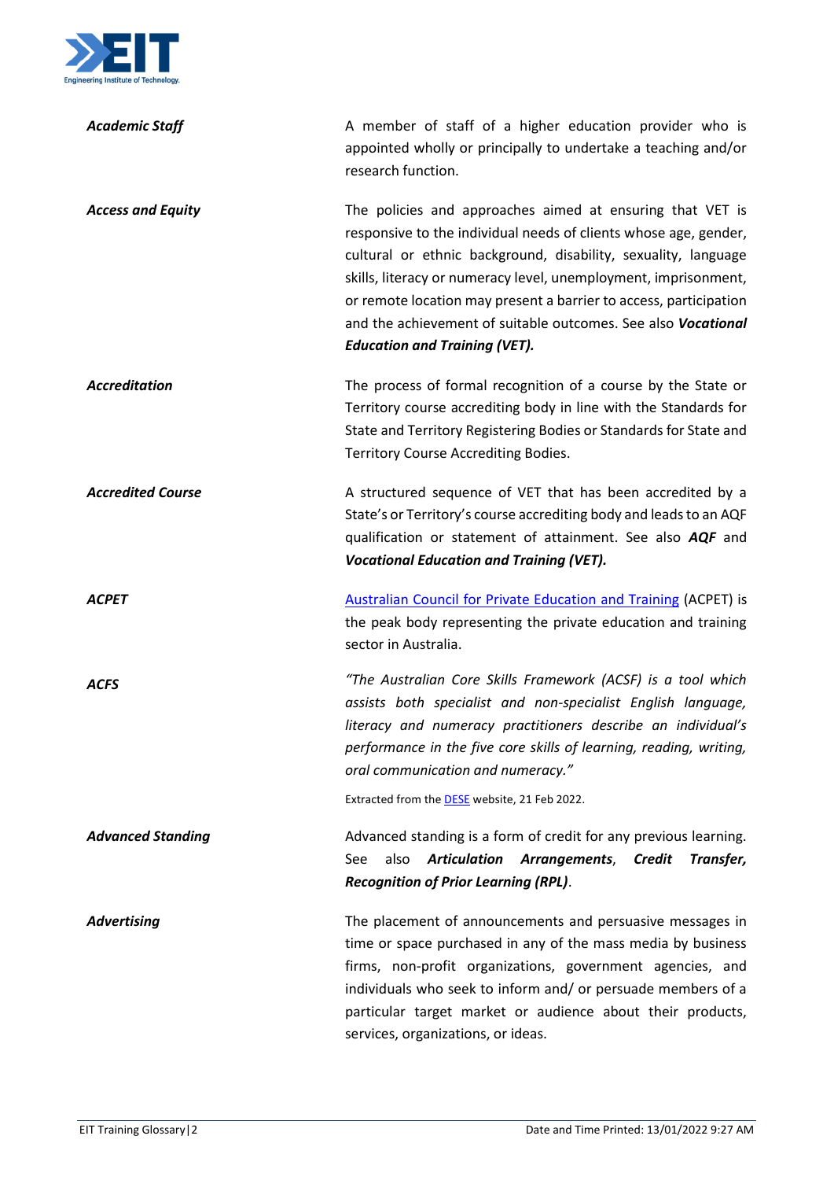***Academic Staff***

A member of staff of a higher education provider who is appointed wholly or principally to undertake a teaching and/or research function.

***Access and Equity***

The policies and approaches aimed at ensuring that VET is responsive to the individual needs of clients whose age, gender, cultural or ethnic background, disability, sexuality, language skills, literacy or numeracy level, unemployment, imprisonment, or remote location may present a barrier to access, participation and the achievement of suitable outcomes. See also ***Vocational Education and Training (VET).***

***Accreditation***

The process of formal recognition of a course by the State or Territory course accrediting body in line with the Standards for State and Territory Registering Bodies or Standards for State and Territory Course Accrediting Bodies.

***Accredited Course***

A structured sequence of VET that has been accredited by a State's or Territory's course accrediting body and leads to an AQF qualification or statement of attainment. See also ***AQF*** and ***Vocational Education and Training (VET).***

***ACPET***

Australian Council for Private Education and Training (ACPET) is the peak body representing the private education and training sector in Australia.

***ACFS***

*"The Australian Core Skills Framework (ACSF) is a tool which assists both specialist and non-specialist English language, literacy and numeracy practitioners describe an individual's performance in the five core skills of learning, reading, writing, oral communication and numeracy."*

Extracted from the DESE website, 21 Feb 2022.

***Advanced Standing***

Advanced standing is a form of credit for any previous learning. See also ***Articulation Arrangements***, ***Credit Transfer, Recognition of Prior Learning (RPL)***.

***Advertising***

The placement of announcements and persuasive messages in time or space purchased in any of the mass media by business firms, non-profit organizations, government agencies, and individuals who seek to inform and/ or persuade members of a particular target market or audience about their products, services, organizations, or ideas.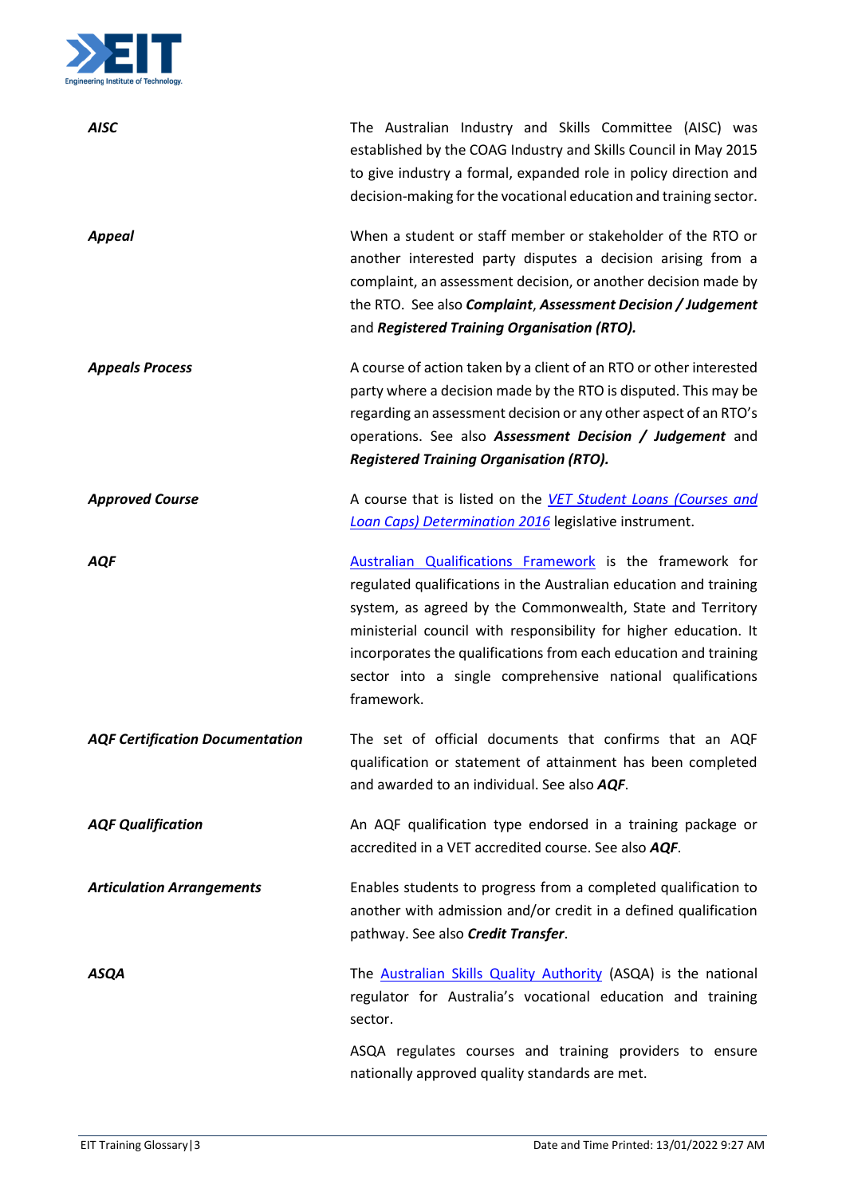| | |
|---|---|
| ***AISC*** | The Australian Industry and Skills Committee (AISC) was established by the COAG Industry and Skills Council in May 2015 to give industry a formal, expanded role in policy direction and decision-making for the vocational education and training sector. |
| ***Appeal*** | When a student or staff member or stakeholder of the RTO or another interested party disputes a decision arising from a complaint, an assessment decision, or another decision made by the RTO. See also ***Complaint***, ***Assessment Decision / Judgement*** and ***Registered Training Organisation (RTO).*** |
| ***Appeals Process*** | A course of action taken by a client of an RTO or other interested party where a decision made by the RTO is disputed. This may be regarding an assessment decision or any other aspect of an RTO's operations. See also ***Assessment Decision / Judgement*** and ***Registered Training Organisation (RTO).*** |
| ***Approved Course*** | A course that is listed on the *VET Student Loans (Courses and Loan Caps) Determination 2016* legislative instrument. |
| ***AQF*** | Australian Qualifications Framework is the framework for regulated qualifications in the Australian education and training system, as agreed by the Commonwealth, State and Territory ministerial council with responsibility for higher education. It incorporates the qualifications from each education and training sector into a single comprehensive national qualifications framework. |
| ***AQF Certification Documentation*** | The set of official documents that confirms that an AQF qualification or statement of attainment has been completed and awarded to an individual. See also ***AQF***. |
| ***AQF Qualification*** | An AQF qualification type endorsed in a training package or accredited in a VET accredited course. See also ***AQF***. |
| ***Articulation Arrangements*** | Enables students to progress from a completed qualification to another with admission and/or credit in a defined qualification pathway. See also ***Credit Transfer***. |
| ***ASQA*** | The Australian Skills Quality Authority (ASQA) is the national regulator for Australia's vocational education and training sector.<br><br>ASQA regulates courses and training providers to ensure nationally approved quality standards are met. |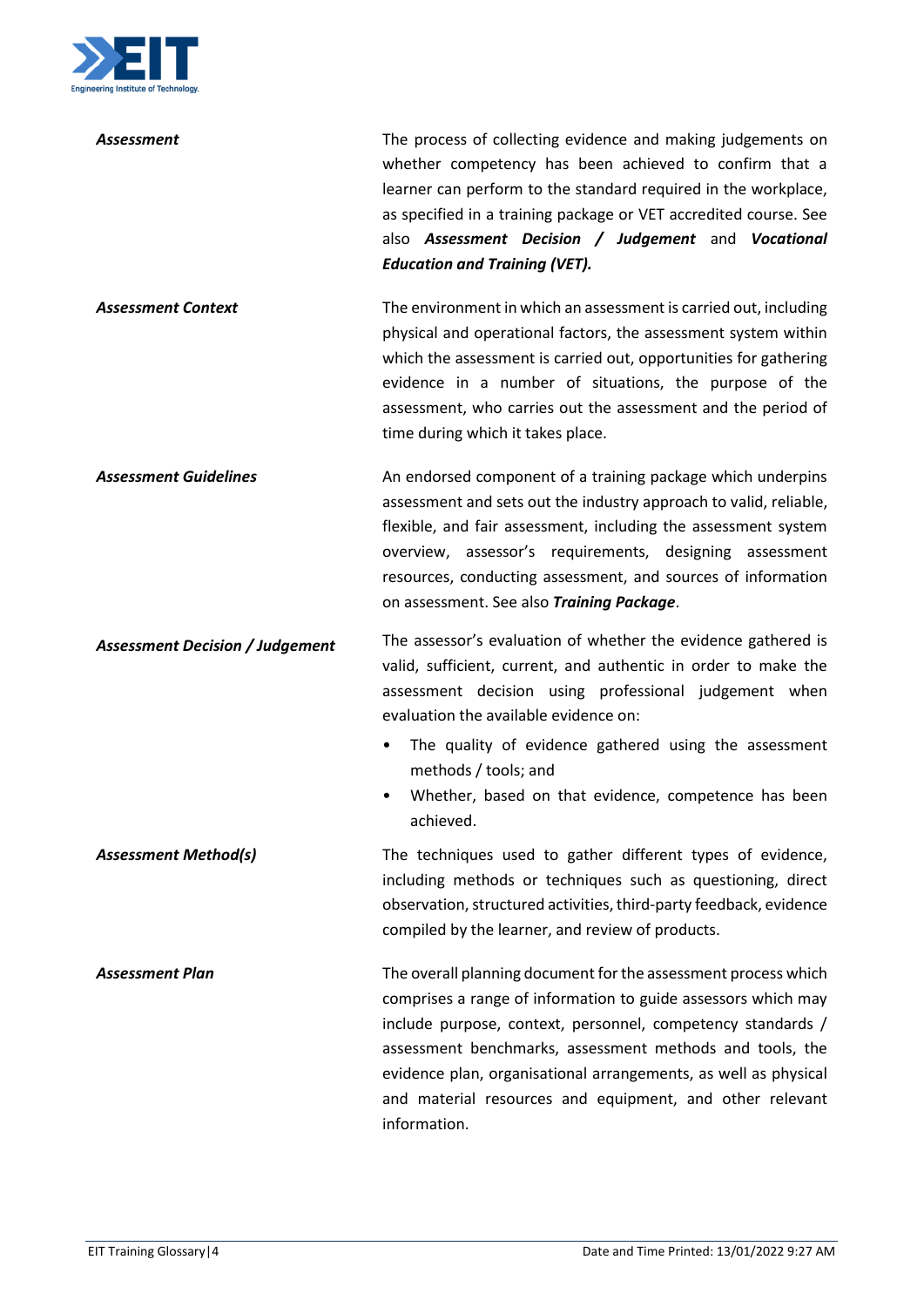***Assessment*** — The process of collecting evidence and making judgements on whether competency has been achieved to confirm that a learner can perform to the standard required in the workplace, as specified in a training package or VET accredited course. See also ***Assessment Decision / Judgement*** and ***Vocational Education and Training (VET).***

***Assessment Context*** — The environment in which an assessment is carried out, including physical and operational factors, the assessment system within which the assessment is carried out, opportunities for gathering evidence in a number of situations, the purpose of the assessment, who carries out the assessment and the period of time during which it takes place.

***Assessment Guidelines*** — An endorsed component of a training package which underpins assessment and sets out the industry approach to valid, reliable, flexible, and fair assessment, including the assessment system overview, assessor's requirements, designing assessment resources, conducting assessment, and sources of information on assessment. See also ***Training Package***.

***Assessment Decision / Judgement*** — The assessor's evaluation of whether the evidence gathered is valid, sufficient, current, and authentic in order to make the assessment decision using professional judgement when evaluation the available evidence on:

- The quality of evidence gathered using the assessment methods / tools; and
- Whether, based on that evidence, competence has been achieved.

***Assessment Method(s)*** — The techniques used to gather different types of evidence, including methods or techniques such as questioning, direct observation, structured activities, third-party feedback, evidence compiled by the learner, and review of products.

***Assessment Plan*** — The overall planning document for the assessment process which comprises a range of information to guide assessors which may include purpose, context, personnel, competency standards / assessment benchmarks, assessment methods and tools, the evidence plan, organisational arrangements, as well as physical and material resources and equipment, and other relevant information.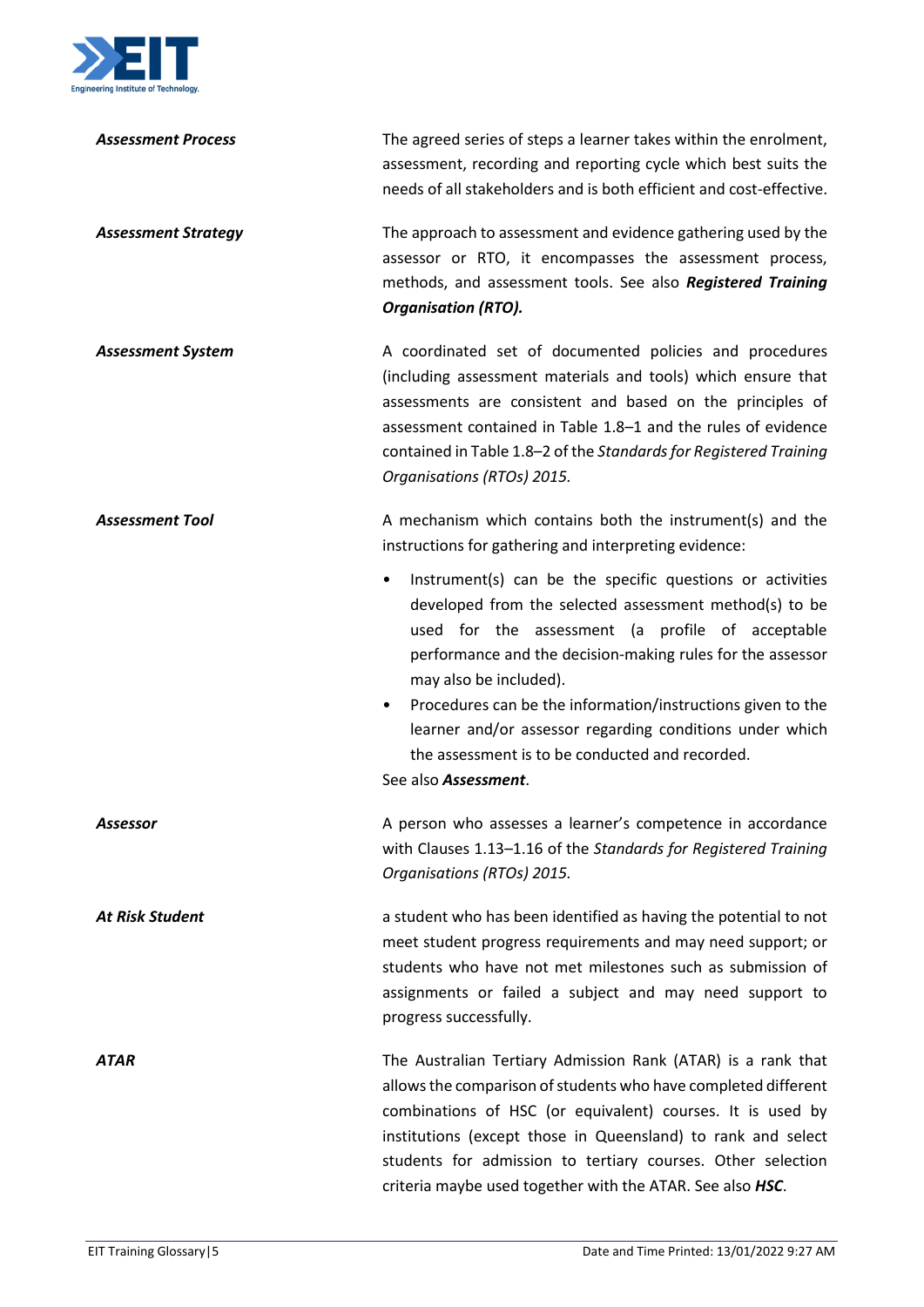***Assessment Process***

The agreed series of steps a learner takes within the enrolment, assessment, recording and reporting cycle which best suits the needs of all stakeholders and is both efficient and cost-effective.

***Assessment Strategy***

The approach to assessment and evidence gathering used by the assessor or RTO, it encompasses the assessment process, methods, and assessment tools. See also ***Registered Training Organisation (RTO).***

***Assessment System***

A coordinated set of documented policies and procedures (including assessment materials and tools) which ensure that assessments are consistent and based on the principles of assessment contained in Table 1.8–1 and the rules of evidence contained in Table 1.8–2 of the *Standards for Registered Training Organisations (RTOs) 2015.*

***Assessment Tool***

A mechanism which contains both the instrument(s) and the instructions for gathering and interpreting evidence:

- Instrument(s) can be the specific questions or activities developed from the selected assessment method(s) to be used for the assessment (a profile of acceptable performance and the decision-making rules for the assessor may also be included).
- Procedures can be the information/instructions given to the learner and/or assessor regarding conditions under which the assessment is to be conducted and recorded.

See also ***Assessment***.

***Assessor***

A person who assesses a learner's competence in accordance with Clauses 1.13–1.16 of the *Standards for Registered Training Organisations (RTOs) 2015.*

***At Risk Student***

a student who has been identified as having the potential to not meet student progress requirements and may need support; or students who have not met milestones such as submission of assignments or failed a subject and may need support to progress successfully.

***ATAR***

The Australian Tertiary Admission Rank (ATAR) is a rank that allows the comparison of students who have completed different combinations of HSC (or equivalent) courses. It is used by institutions (except those in Queensland) to rank and select students for admission to tertiary courses. Other selection criteria maybe used together with the ATAR. See also ***HSC***.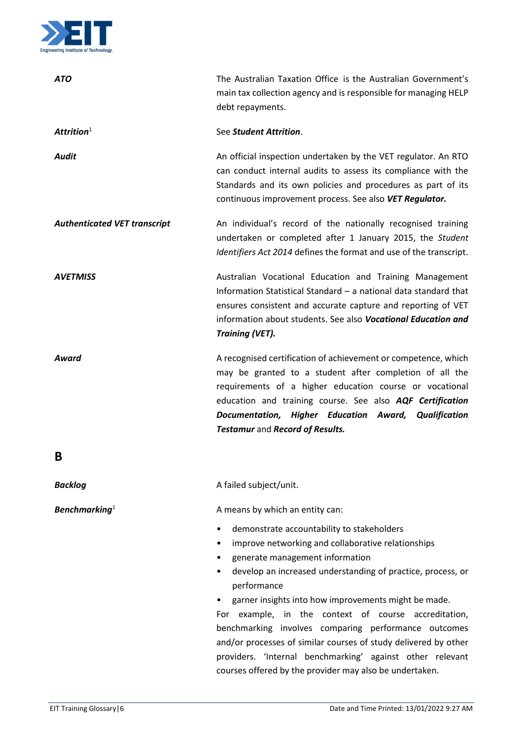| | |
|---|---|
| ***ATO*** | The Australian Taxation Office is the Australian Government's main tax collection agency and is responsible for managing HELP debt repayments. |
| ***Attrition***[1] | See ***Student Attrition***. |
| ***Audit*** | An official inspection undertaken by the VET regulator. An RTO can conduct internal audits to assess its compliance with the Standards and its own policies and procedures as part of its continuous improvement process. See also ***VET Regulator.*** |
| ***Authenticated VET transcript*** | An individual's record of the nationally recognised training undertaken or completed after 1 January 2015, the *Student Identifiers Act 2014* defines the format and use of the transcript. |
| ***AVETMISS*** | Australian Vocational Education and Training Management Information Statistical Standard – a national data standard that ensures consistent and accurate capture and reporting of VET information about students. See also ***Vocational Education and Training (VET).*** |
| ***Award*** | A recognised certification of achievement or competence, which may be granted to a student after completion of all the requirements of a higher education course or vocational education and training course. See also ***AQF Certification Documentation, Higher Education Award, Qualification Testamur*** and ***Record of Results.*** |

## B

***Backlog***

A failed subject/unit.

***Benchmarking***[1]

A means by which an entity can:

- demonstrate accountability to stakeholders
- improve networking and collaborative relationships
- generate management information
- develop an increased understanding of practice, process, or performance
- garner insights into how improvements might be made.

For example, in the context of course accreditation, benchmarking involves comparing performance outcomes and/or processes of similar courses of study delivered by other providers. 'Internal benchmarking' against other relevant courses offered by the provider may also be undertaken.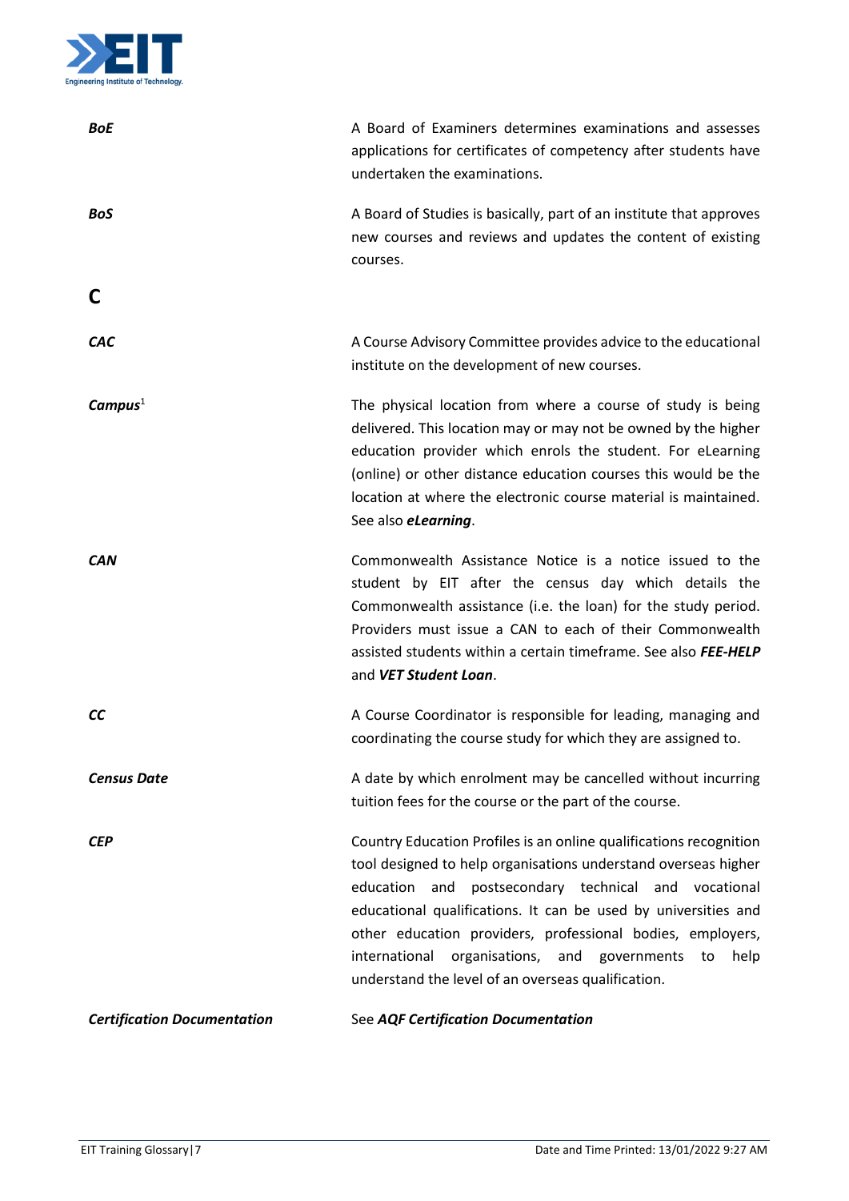| | |
|---|---|
| ***BoE*** | A Board of Examiners determines examinations and assesses applications for certificates of competency after students have undertaken the examinations. |
| ***BoS*** | A Board of Studies is basically, part of an institute that approves new courses and reviews and updates the content of existing courses. |

## C

| | |
|---|---|
| ***CAC*** | A Course Advisory Committee provides advice to the educational institute on the development of new courses. |
| ***Campus***[1] | The physical location from where a course of study is being delivered. This location may or may not be owned by the higher education provider which enrols the student. For eLearning (online) or other distance education courses this would be the location at where the electronic course material is maintained. See also ***eLearning***. |
| ***CAN*** | Commonwealth Assistance Notice is a notice issued to the student by EIT after the census day which details the Commonwealth assistance (i.e. the loan) for the study period. Providers must issue a CAN to each of their Commonwealth assisted students within a certain timeframe. See also ***FEE-HELP*** and ***VET Student Loan***. |
| ***CC*** | A Course Coordinator is responsible for leading, managing and coordinating the course study for which they are assigned to. |
| ***Census Date*** | A date by which enrolment may be cancelled without incurring tuition fees for the course or the part of the course. |
| ***CEP*** | Country Education Profiles is an online qualifications recognition tool designed to help organisations understand overseas higher education and postsecondary technical and vocational educational qualifications. It can be used by universities and other education providers, professional bodies, employers, international organisations, and governments to help understand the level of an overseas qualification. |
| ***Certification Documentation*** | See ***AQF Certification Documentation*** |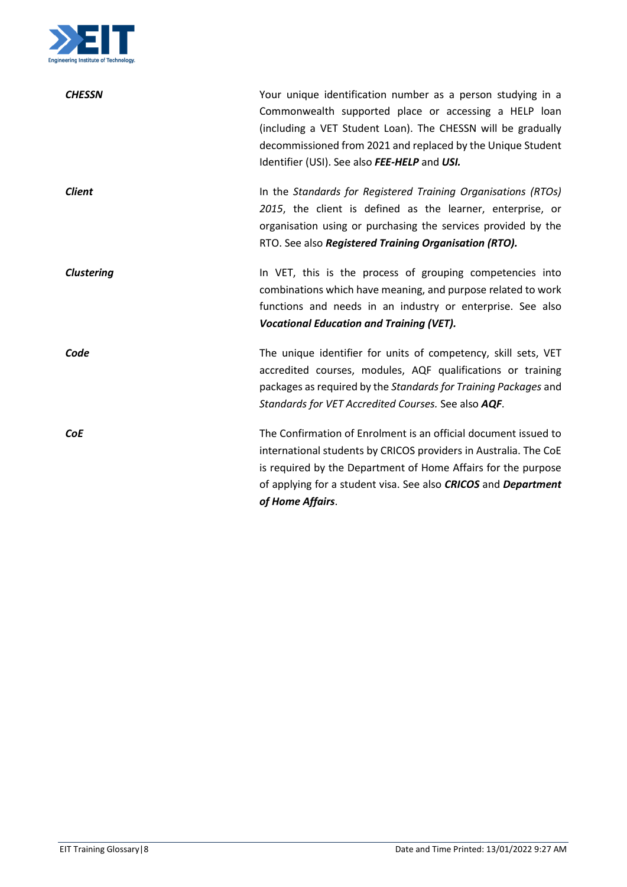***CHESSN***

Your unique identification number as a person studying in a Commonwealth supported place or accessing a HELP loan (including a VET Student Loan). The CHESSN will be gradually decommissioned from 2021 and replaced by the Unique Student Identifier (USI). See also ***FEE-HELP*** and ***USI.***

***Client***

In the *Standards for Registered Training Organisations (RTOs) 2015*, the client is defined as the learner, enterprise, or organisation using or purchasing the services provided by the RTO. See also ***Registered Training Organisation (RTO).***

***Clustering***

In VET, this is the process of grouping competencies into combinations which have meaning, and purpose related to work functions and needs in an industry or enterprise. See also ***Vocational Education and Training (VET).***

***Code***

The unique identifier for units of competency, skill sets, VET accredited courses, modules, AQF qualifications or training packages as required by the *Standards for Training Packages* and *Standards for VET Accredited Courses.* See also ***AQF***.

***CoE***

The Confirmation of Enrolment is an official document issued to international students by CRICOS providers in Australia. The CoE is required by the Department of Home Affairs for the purpose of applying for a student visa. See also ***CRICOS*** and ***Department of Home Affairs***.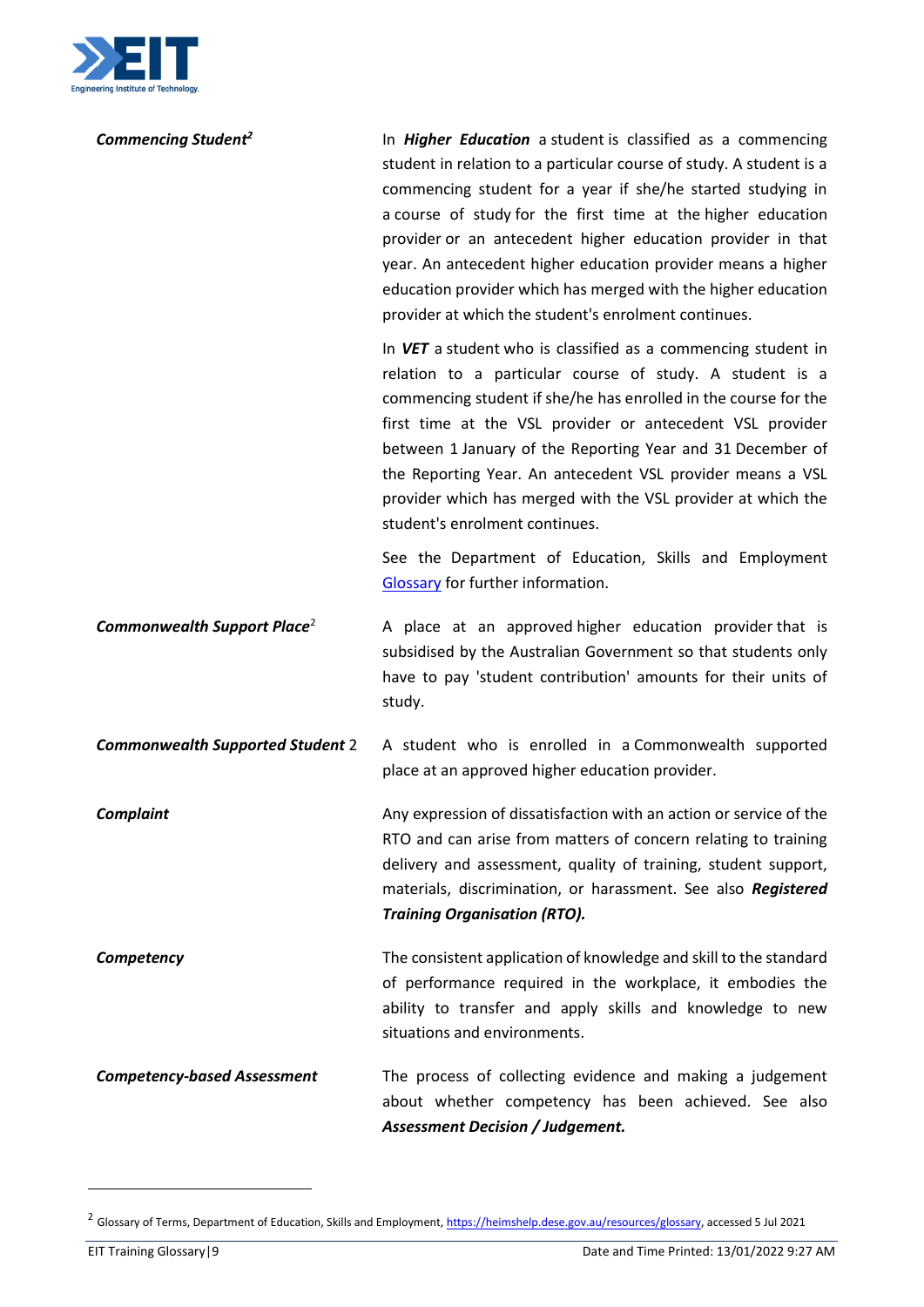| | |
|---|---|
| ***Commencing Student***[2] | In ***Higher Education*** a student is classified as a commencing student in relation to a particular course of study. A student is a commencing student for a year if she/he started studying in a course of study for the first time at the higher education provider or an antecedent higher education provider in that year. An antecedent higher education provider means a higher education provider which has merged with the higher education provider at which the student's enrolment continues.<br><br>In ***VET*** a student who is classified as a commencing student in relation to a particular course of study. A student is a commencing student if she/he has enrolled in the course for the first time at the VSL provider or antecedent VSL provider between 1 January of the Reporting Year and 31 December of the Reporting Year. An antecedent VSL provider means a VSL provider which has merged with the VSL provider at which the student's enrolment continues.<br><br>See the Department of Education, Skills and Employment [Glossary](https://heimshelp.dese.gov.au/resources/glossary) for further information. |
| ***Commonwealth Support Place***[2] | A place at an approved higher education provider that is subsidised by the Australian Government so that students only have to pay 'student contribution' amounts for their units of study. |
| ***Commonwealth Supported Student*** 2 | A student who is enrolled in a Commonwealth supported place at an approved higher education provider. |
| ***Complaint*** | Any expression of dissatisfaction with an action or service of the RTO and can arise from matters of concern relating to training delivery and assessment, quality of training, student support, materials, discrimination, or harassment. See also ***Registered Training Organisation (RTO).*** |
| ***Competency*** | The consistent application of knowledge and skill to the standard of performance required in the workplace, it embodies the ability to transfer and apply skills and knowledge to new situations and environments. |
| ***Competency-based Assessment*** | The process of collecting evidence and making a judgement about whether competency has been achieved. See also ***Assessment Decision / Judgement.*** |

[2] Glossary of Terms, Department of Education, Skills and Employment, https://heimshelp.dese.gov.au/resources/glossary, accessed 5 Jul 2021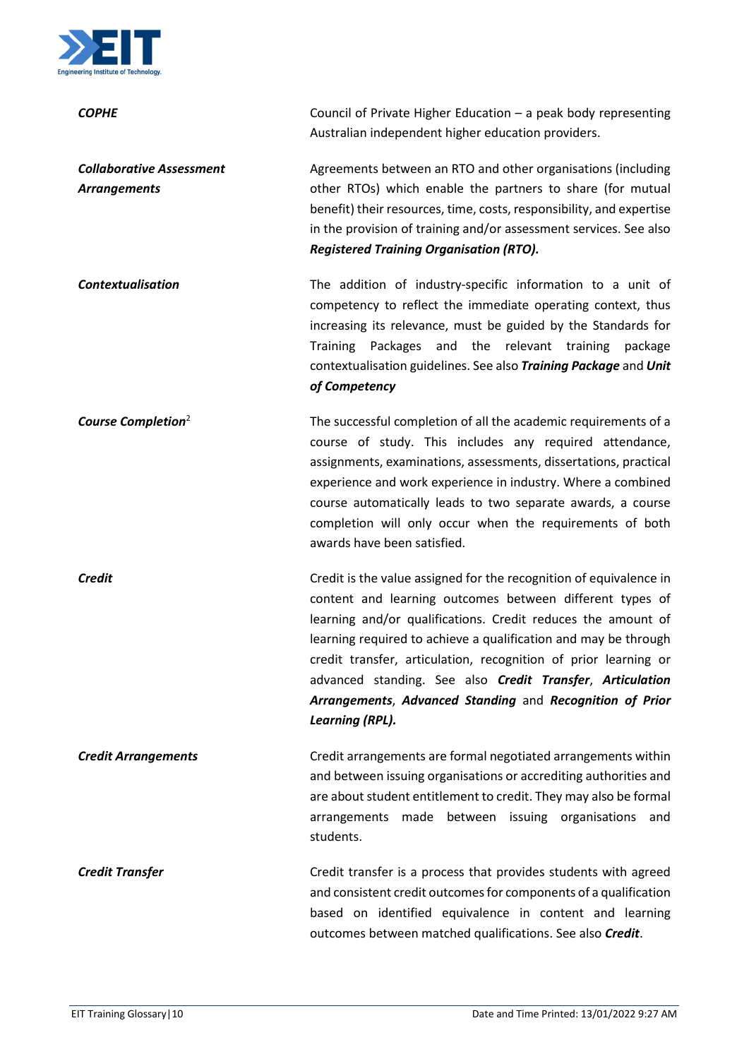| | |
|---|---|
| ***COPHE*** | Council of Private Higher Education – a peak body representing Australian independent higher education providers. |
| ***Collaborative Assessment Arrangements*** | Agreements between an RTO and other organisations (including other RTOs) which enable the partners to share (for mutual benefit) their resources, time, costs, responsibility, and expertise in the provision of training and/or assessment services. See also ***Registered Training Organisation (RTO).*** |
| ***Contextualisation*** | The addition of industry-specific information to a unit of competency to reflect the immediate operating context, thus increasing its relevance, must be guided by the Standards for Training Packages and the relevant training package contextualisation guidelines. See also ***Training Package*** and ***Unit of Competency*** |
| ***Course Completion***[2] | The successful completion of all the academic requirements of a course of study. This includes any required attendance, assignments, examinations, assessments, dissertations, practical experience and work experience in industry. Where a combined course automatically leads to two separate awards, a course completion will only occur when the requirements of both awards have been satisfied. |
| ***Credit*** | Credit is the value assigned for the recognition of equivalence in content and learning outcomes between different types of learning and/or qualifications. Credit reduces the amount of learning required to achieve a qualification and may be through credit transfer, articulation, recognition of prior learning or advanced standing. See also ***Credit Transfer***, ***Articulation Arrangements***, ***Advanced Standing*** and ***Recognition of Prior Learning (RPL).*** |
| ***Credit Arrangements*** | Credit arrangements are formal negotiated arrangements within and between issuing organisations or accrediting authorities and are about student entitlement to credit. They may also be formal arrangements made between issuing organisations and students. |
| ***Credit Transfer*** | Credit transfer is a process that provides students with agreed and consistent credit outcomes for components of a qualification based on identified equivalence in content and learning outcomes between matched qualifications. See also ***Credit***. |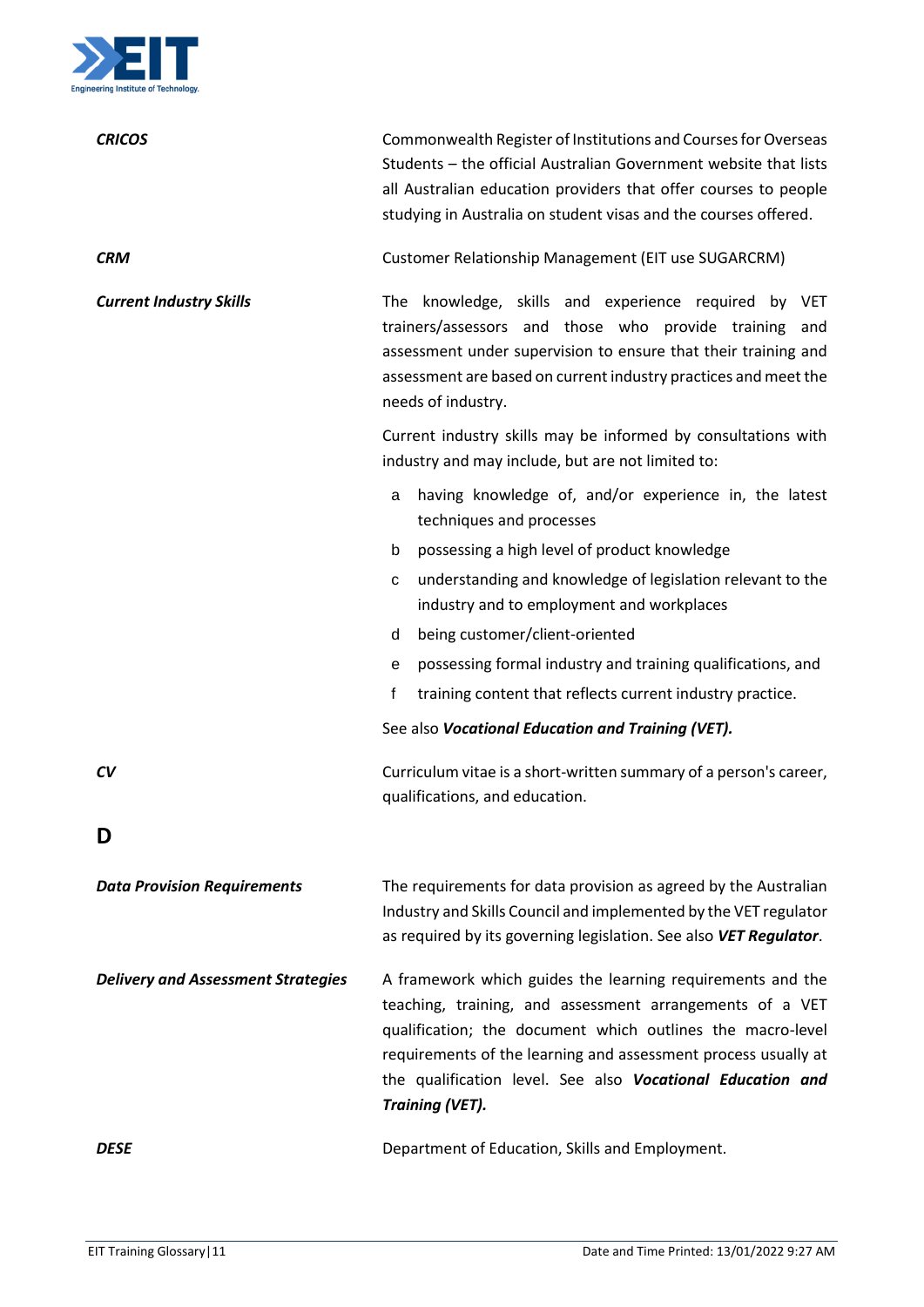***CRICOS*** — Commonwealth Register of Institutions and Courses for Overseas Students – the official Australian Government website that lists all Australian education providers that offer courses to people studying in Australia on student visas and the courses offered.

***CRM*** — Customer Relationship Management (EIT use SUGARCRM)

***Current Industry Skills*** — The knowledge, skills and experience required by VET trainers/assessors and those who provide training and assessment under supervision to ensure that their training and assessment are based on current industry practices and meet the needs of industry.

Current industry skills may be informed by consultations with industry and may include, but are not limited to:

a. having knowledge of, and/or experience in, the latest techniques and processes
b. possessing a high level of product knowledge
c. understanding and knowledge of legislation relevant to the industry and to employment and workplaces
d. being customer/client-oriented
e. possessing formal industry and training qualifications, and
f. training content that reflects current industry practice.

See also ***Vocational Education and Training (VET).***

***CV*** — Curriculum vitae is a short-written summary of a person's career, qualifications, and education.

## D

***Data Provision Requirements*** — The requirements for data provision as agreed by the Australian Industry and Skills Council and implemented by the VET regulator as required by its governing legislation. See also ***VET Regulator***.

***Delivery and Assessment Strategies*** — A framework which guides the learning requirements and the teaching, training, and assessment arrangements of a VET qualification; the document which outlines the macro-level requirements of the learning and assessment process usually at the qualification level. See also ***Vocational Education and Training (VET).***

***DESE*** — Department of Education, Skills and Employment.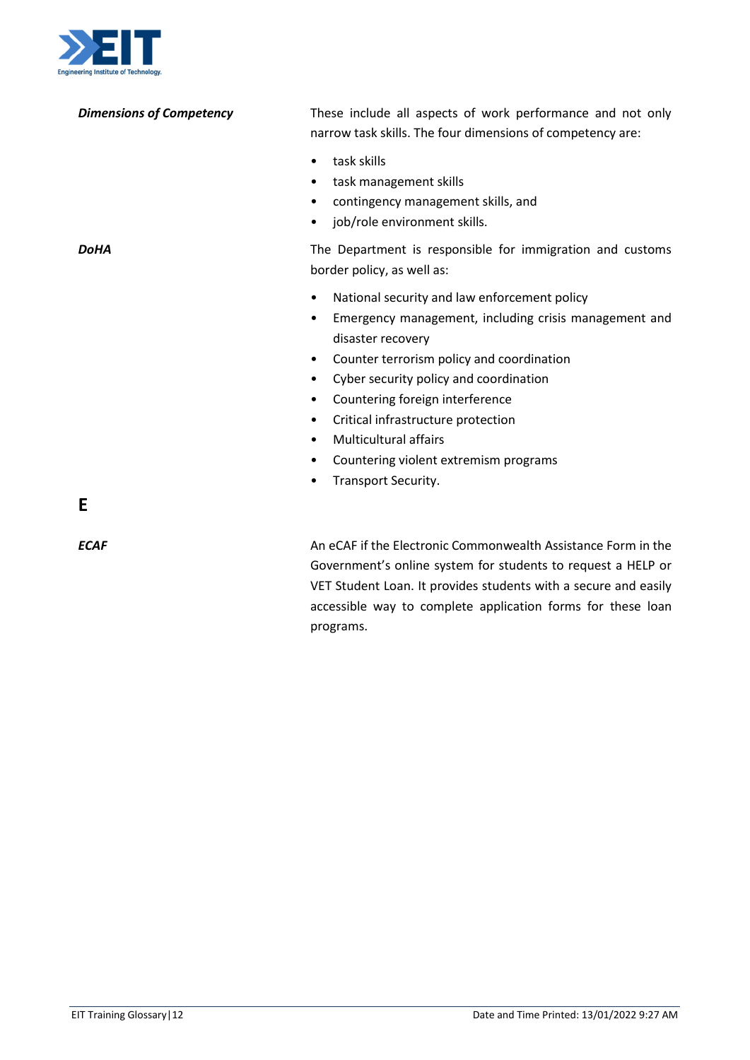***Dimensions of Competency***

These include all aspects of work performance and not only narrow task skills. The four dimensions of competency are:

- task skills
- task management skills
- contingency management skills, and
- job/role environment skills.

***DoHA***

The Department is responsible for immigration and customs border policy, as well as:

- National security and law enforcement policy
- Emergency management, including crisis management and disaster recovery
- Counter terrorism policy and coordination
- Cyber security policy and coordination
- Countering foreign interference
- Critical infrastructure protection
- Multicultural affairs
- Countering violent extremism programs
- Transport Security.

## E

***ECAF***

An eCAF if the Electronic Commonwealth Assistance Form in the Government's online system for students to request a HELP or VET Student Loan. It provides students with a secure and easily accessible way to complete application forms for these loan programs.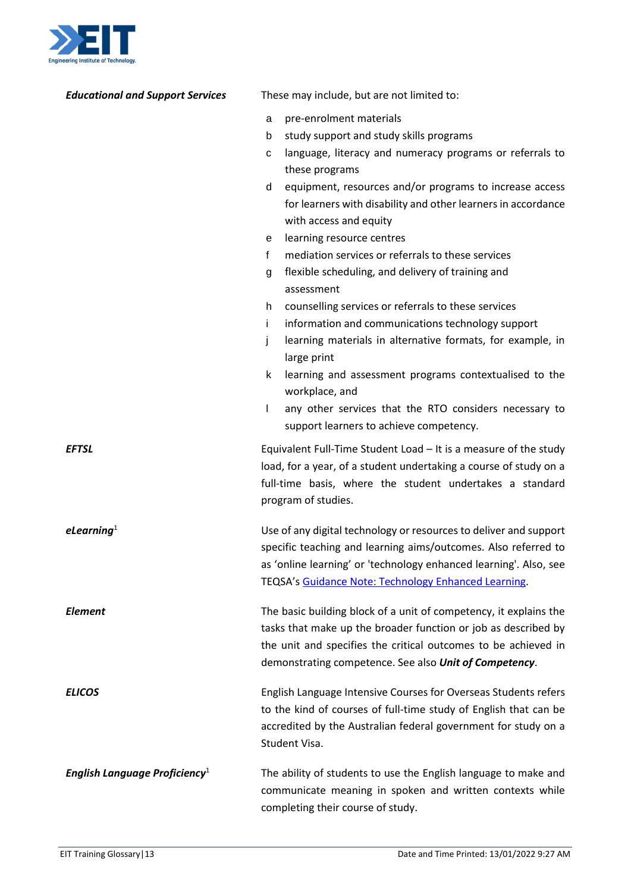**_Educational and Support Services_**

These may include, but are not limited to:

a pre-enrolment materials
b study support and study skills programs
c language, literacy and numeracy programs or referrals to these programs
d equipment, resources and/or programs to increase access for learners with disability and other learners in accordance with access and equity
e learning resource centres
f mediation services or referrals to these services
g flexible scheduling, and delivery of training and assessment
h counselling services or referrals to these services
i information and communications technology support
j learning materials in alternative formats, for example, in large print
k learning and assessment programs contextualised to the workplace, and
l any other services that the RTO considers necessary to support learners to achieve competency.

**_EFTSL_**

Equivalent Full-Time Student Load – It is a measure of the study load, for a year, of a student undertaking a course of study on a full-time basis, where the student undertakes a standard program of studies.

**_eLearning_**[1]

Use of any digital technology or resources to deliver and support specific teaching and learning aims/outcomes. Also referred to as 'online learning' or 'technology enhanced learning'. Also, see TEQSA's Guidance Note: Technology Enhanced Learning.

**_Element_**

The basic building block of a unit of competency, it explains the tasks that make up the broader function or job as described by the unit and specifies the critical outcomes to be achieved in demonstrating competence. See also ***Unit of Competency***.

**_ELICOS_**

English Language Intensive Courses for Overseas Students refers to the kind of courses of full-time study of English that can be accredited by the Australian federal government for study on a Student Visa.

**_English Language Proficiency_**[1]

The ability of students to use the English language to make and communicate meaning in spoken and written contexts while completing their course of study.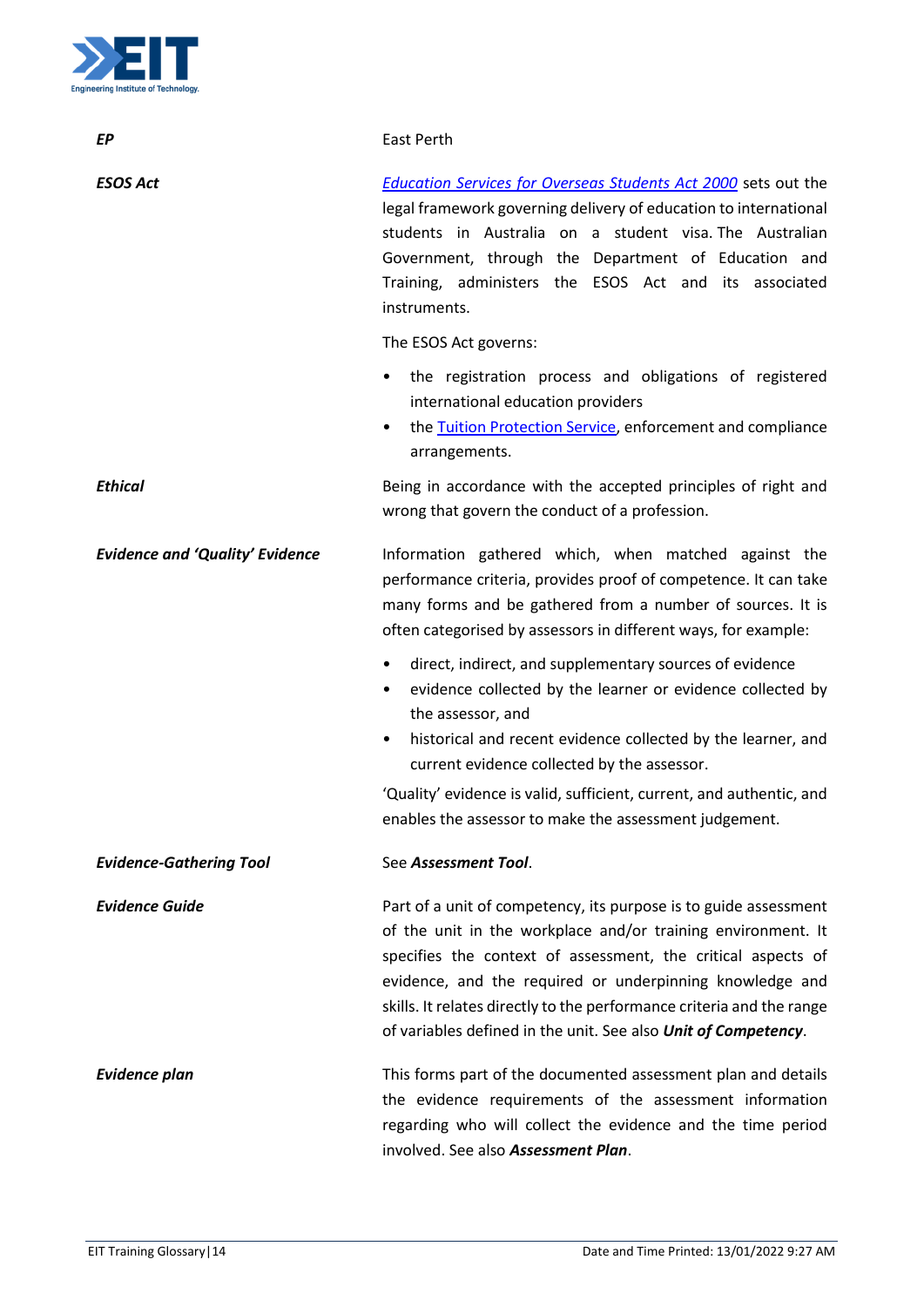| | |
|---|---|
| ***EP*** | East Perth |
| ***ESOS Act*** | *Education Services for Overseas Students Act 2000* sets out the legal framework governing delivery of education to international students in Australia on a student visa. The Australian Government, through the Department of Education and Training, administers the ESOS Act and its associated instruments.<br><br>The ESOS Act governs:<br>• the registration process and obligations of registered international education providers<br>• the Tuition Protection Service, enforcement and compliance arrangements. |
| ***Ethical*** | Being in accordance with the accepted principles of right and wrong that govern the conduct of a profession. |
| ***Evidence and 'Quality' Evidence*** | Information gathered which, when matched against the performance criteria, provides proof of competence. It can take many forms and be gathered from a number of sources. It is often categorised by assessors in different ways, for example:<br>• direct, indirect, and supplementary sources of evidence<br>• evidence collected by the learner or evidence collected by the assessor, and<br>• historical and recent evidence collected by the learner, and current evidence collected by the assessor.<br><br>'Quality' evidence is valid, sufficient, current, and authentic, and enables the assessor to make the assessment judgement. |
| ***Evidence-Gathering Tool*** | See ***Assessment Tool***. |
| ***Evidence Guide*** | Part of a unit of competency, its purpose is to guide assessment of the unit in the workplace and/or training environment. It specifies the context of assessment, the critical aspects of evidence, and the required or underpinning knowledge and skills. It relates directly to the performance criteria and the range of variables defined in the unit. See also ***Unit of Competency***. |
| ***Evidence plan*** | This forms part of the documented assessment plan and details the evidence requirements of the assessment information regarding who will collect the evidence and the time period involved. See also ***Assessment Plan***. |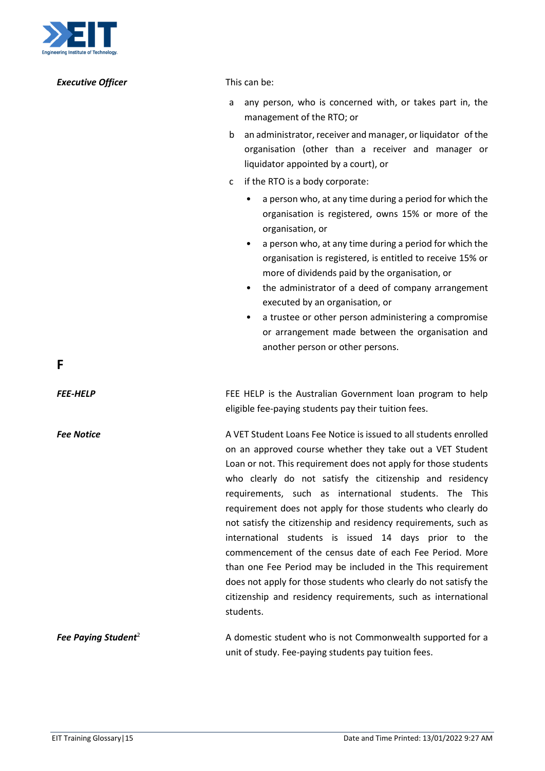***Executive Officer***

This can be:

a. any person, who is concerned with, or takes part in, the management of the RTO; or
b. an administrator, receiver and manager, or liquidator of the organisation (other than a receiver and manager or liquidator appointed by a court), or
c. if the RTO is a body corporate:
   - a person who, at any time during a period for which the organisation is registered, owns 15% or more of the organisation, or
   - a person who, at any time during a period for which the organisation is registered, is entitled to receive 15% or more of dividends paid by the organisation, or
   - the administrator of a deed of company arrangement executed by an organisation, or
   - a trustee or other person administering a compromise or arrangement made between the organisation and another person or other persons.

## F

***FEE-HELP***

FEE HELP is the Australian Government loan program to help eligible fee-paying students pay their tuition fees.

***Fee Notice***

A VET Student Loans Fee Notice is issued to all students enrolled on an approved course whether they take out a VET Student Loan or not. This requirement does not apply for those students who clearly do not satisfy the citizenship and residency requirements, such as international students. The This requirement does not apply for those students who clearly do not satisfy the citizenship and residency requirements, such as international students is issued 14 days prior to the commencement of the census date of each Fee Period. More than one Fee Period may be included in the This requirement does not apply for those students who clearly do not satisfy the citizenship and residency requirements, such as international students.

***Fee Paying Student***[2]

A domestic student who is not Commonwealth supported for a unit of study. Fee-paying students pay tuition fees.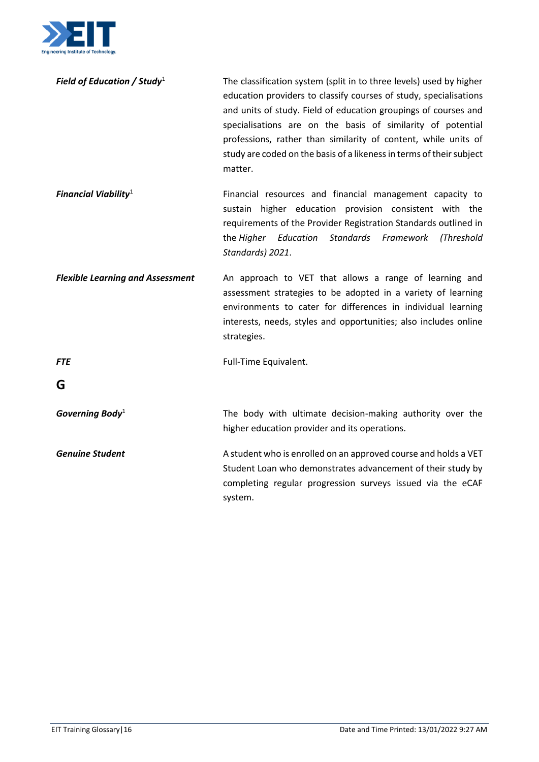***Field of Education / Study***[1]
The classification system (split in to three levels) used by higher education providers to classify courses of study, specialisations and units of study. Field of education groupings of courses and specialisations are on the basis of similarity of potential professions, rather than similarity of content, while units of study are coded on the basis of a likeness in terms of their subject matter.

***Financial Viability***[1]
Financial resources and financial management capacity to sustain higher education provision consistent with the requirements of the Provider Registration Standards outlined in the *Higher Education Standards Framework (Threshold Standards) 2021*.

***Flexible Learning and Assessment***
An approach to VET that allows a range of learning and assessment strategies to be adopted in a variety of learning environments to cater for differences in individual learning interests, needs, styles and opportunities; also includes online strategies.

***FTE***
Full-Time Equivalent.

## G

***Governing Body***[1]
The body with ultimate decision-making authority over the higher education provider and its operations.

***Genuine Student***
A student who is enrolled on an approved course and holds a VET Student Loan who demonstrates advancement of their study by completing regular progression surveys issued via the eCAF system.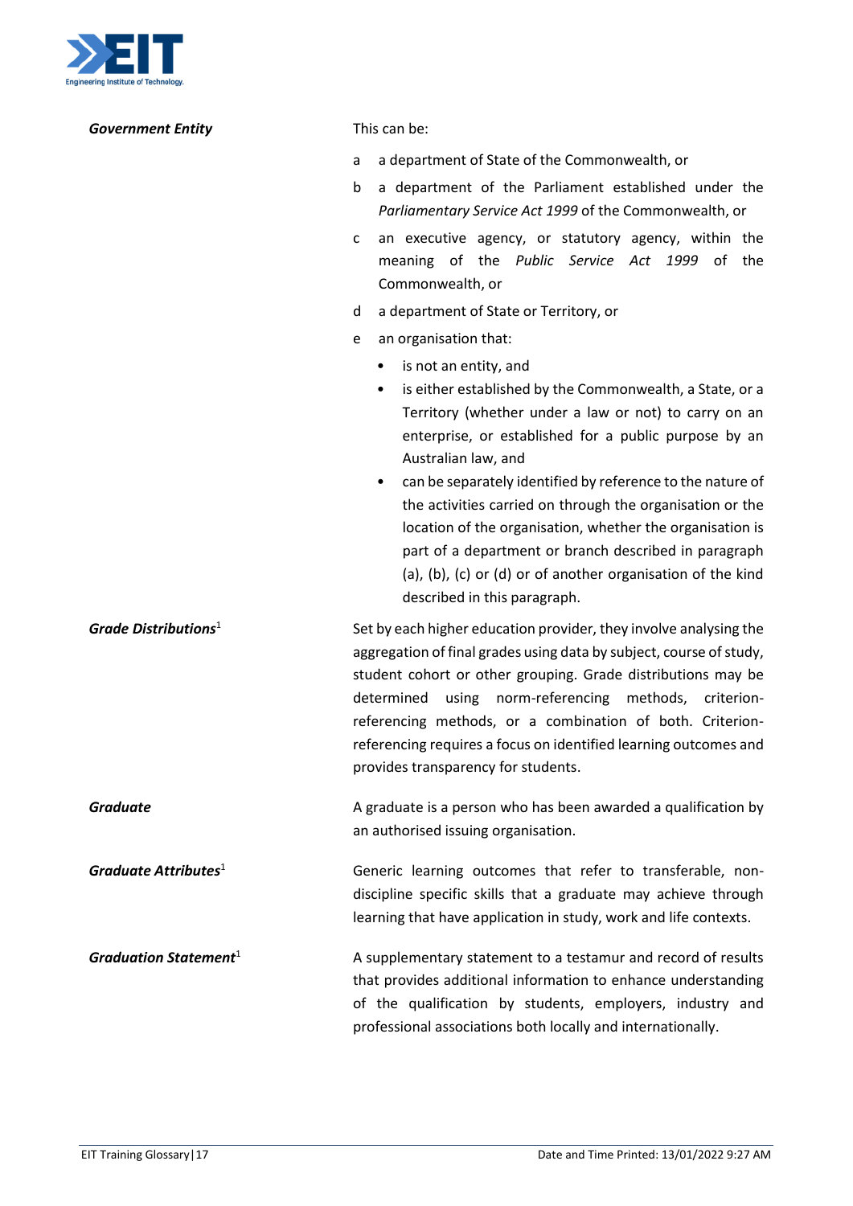***Government Entity***

This can be:

a a department of State of the Commonwealth, or

b a department of the Parliament established under the *Parliamentary Service Act 1999* of the Commonwealth, or

c an executive agency, or statutory agency, within the meaning of the *Public Service Act 1999* of the Commonwealth, or

d a department of State or Territory, or

e an organisation that:

- is not an entity, and
- is either established by the Commonwealth, a State, or a Territory (whether under a law or not) to carry on an enterprise, or established for a public purpose by an Australian law, and
- can be separately identified by reference to the nature of the activities carried on through the organisation or the location of the organisation, whether the organisation is part of a department or branch described in paragraph (a), (b), (c) or (d) or of another organisation of the kind described in this paragraph.

***Grade Distributions***[1]

Set by each higher education provider, they involve analysing the aggregation of final grades using data by subject, course of study, student cohort or other grouping. Grade distributions may be determined using norm-referencing methods, criterion-referencing methods, or a combination of both. Criterion-referencing requires a focus on identified learning outcomes and provides transparency for students.

***Graduate***

A graduate is a person who has been awarded a qualification by an authorised issuing organisation.

***Graduate Attributes***[1]

Generic learning outcomes that refer to transferable, non-discipline specific skills that a graduate may achieve through learning that have application in study, work and life contexts.

***Graduation Statement***[1]

A supplementary statement to a testamur and record of results that provides additional information to enhance understanding of the qualification by students, employers, industry and professional associations both locally and internationally.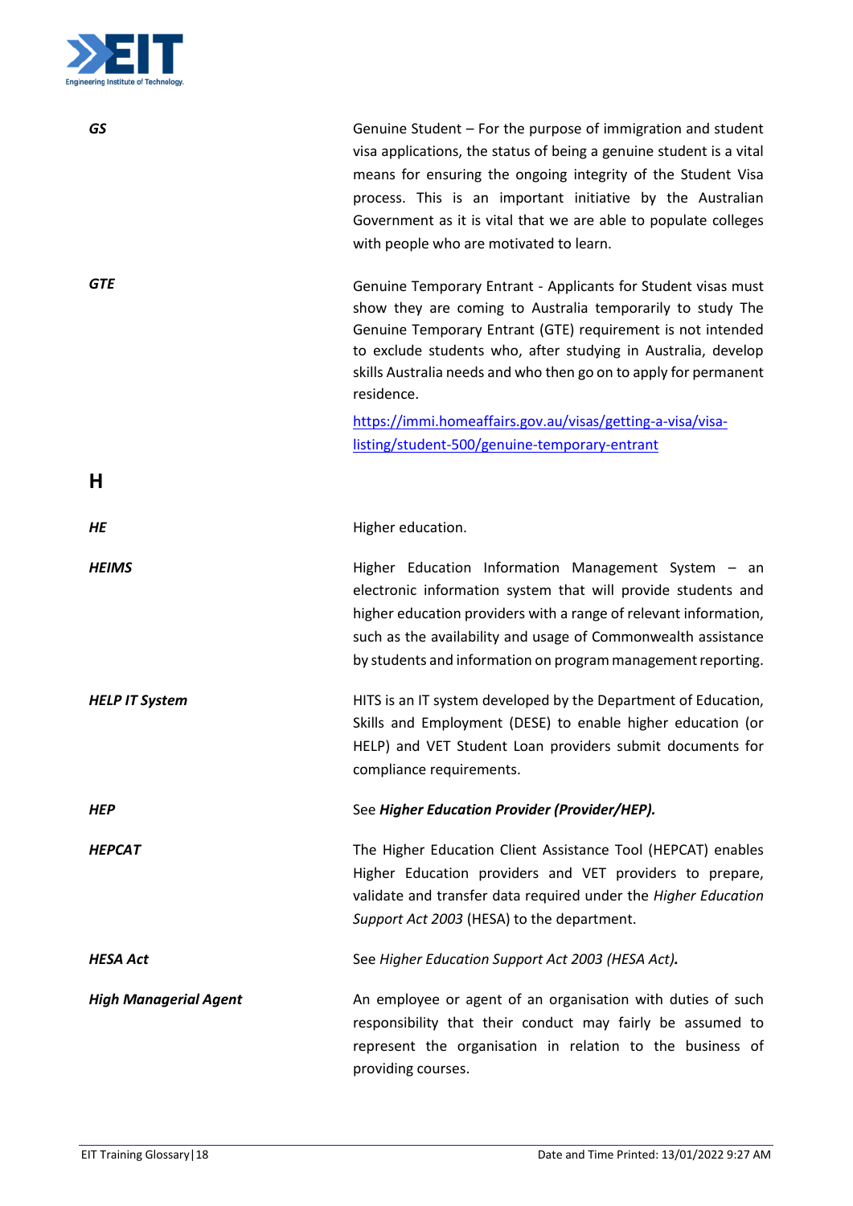| | |
|---|---|
| ***GS*** | Genuine Student – For the purpose of immigration and student visa applications, the status of being a genuine student is a vital means for ensuring the ongoing integrity of the Student Visa process. This is an important initiative by the Australian Government as it is vital that we are able to populate colleges with people who are motivated to learn. |
| ***GTE*** | Genuine Temporary Entrant - Applicants for Student visas must show they are coming to Australia temporarily to study The Genuine Temporary Entrant (GTE) requirement is not intended to exclude students who, after studying in Australia, develop skills Australia needs and who then go on to apply for permanent residence. [https://immi.homeaffairs.gov.au/visas/getting-a-visa/visa-listing/student-500/genuine-temporary-entrant](https://immi.homeaffairs.gov.au/visas/getting-a-visa/visa-listing/student-500/genuine-temporary-entrant) |

## H

| | |
|---|---|
| ***HE*** | Higher education. |
| ***HEIMS*** | Higher Education Information Management System – an electronic information system that will provide students and higher education providers with a range of relevant information, such as the availability and usage of Commonwealth assistance by students and information on program management reporting. |
| ***HELP IT System*** | HITS is an IT system developed by the Department of Education, Skills and Employment (DESE) to enable higher education (or HELP) and VET Student Loan providers submit documents for compliance requirements. |
| ***HEP*** | See ***Higher Education Provider (Provider/HEP).*** |
| ***HEPCAT*** | The Higher Education Client Assistance Tool (HEPCAT) enables Higher Education providers and VET providers to prepare, validate and transfer data required under the *Higher Education Support Act 2003* (HESA) to the department. |
| ***HESA Act*** | See *Higher Education Support Act 2003 (HESA Act)**.*** |
| ***High Managerial Agent*** | An employee or agent of an organisation with duties of such responsibility that their conduct may fairly be assumed to represent the organisation in relation to the business of providing courses. |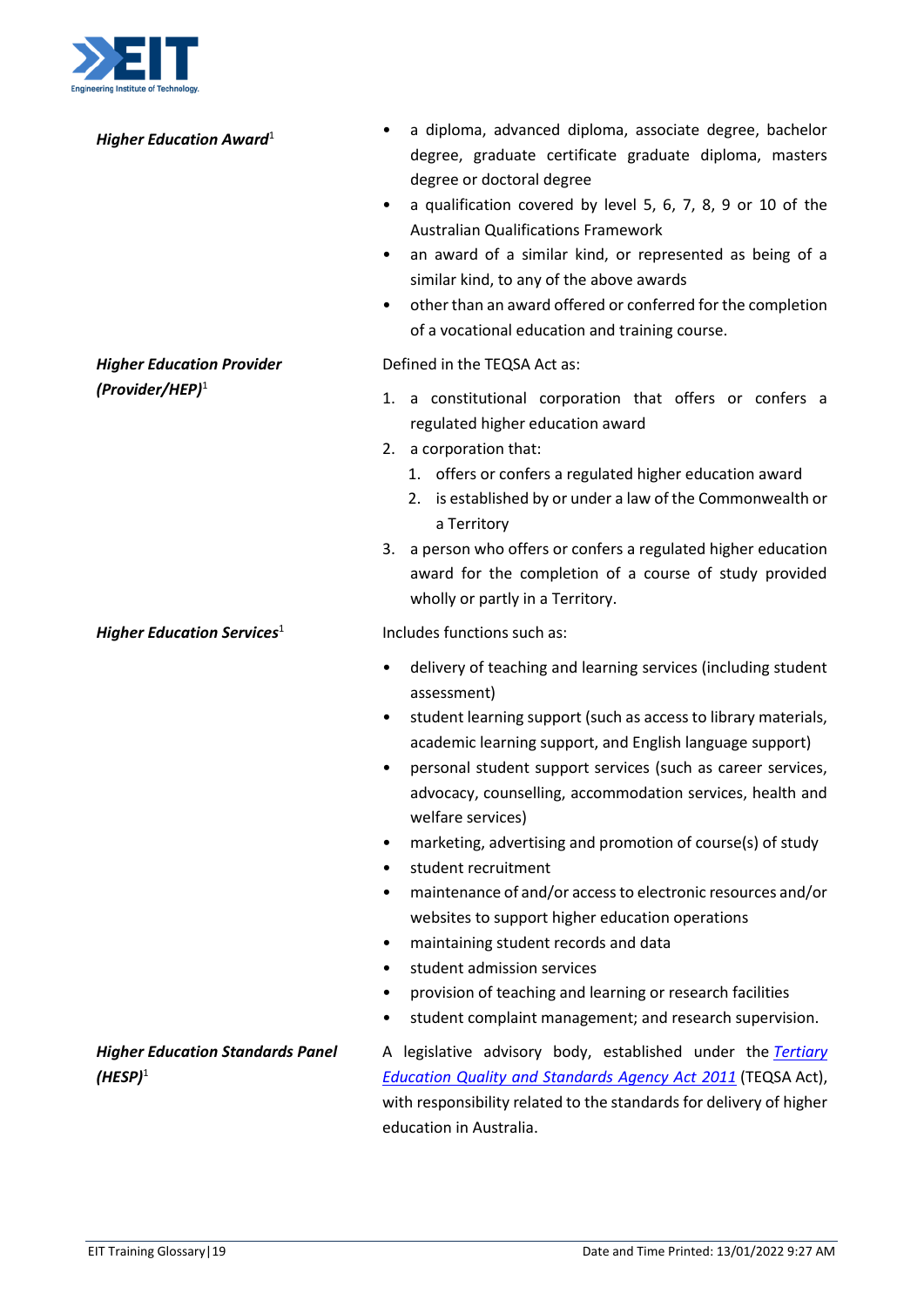**Higher Education Award**[1]

- a diploma, advanced diploma, associate degree, bachelor degree, graduate certificate graduate diploma, masters degree or doctoral degree
- a qualification covered by level 5, 6, 7, 8, 9 or 10 of the Australian Qualifications Framework
- an award of a similar kind, or represented as being of a similar kind, to any of the above awards
- other than an award offered or conferred for the completion of a vocational education and training course.

**Higher Education Provider (Provider/HEP)**[1]

Defined in the TEQSA Act as:

1. a constitutional corporation that offers or confers a regulated higher education award
2. a corporation that:
   1. offers or confers a regulated higher education award
   2. is established by or under a law of the Commonwealth or a Territory
3. a person who offers or confers a regulated higher education award for the completion of a course of study provided wholly or partly in a Territory.

**Higher Education Services**[1]

Includes functions such as:

- delivery of teaching and learning services (including student assessment)
- student learning support (such as access to library materials, academic learning support, and English language support)
- personal student support services (such as career services, advocacy, counselling, accommodation services, health and welfare services)
- marketing, advertising and promotion of course(s) of study
- student recruitment
- maintenance of and/or access to electronic resources and/or websites to support higher education operations
- maintaining student records and data
- student admission services
- provision of teaching and learning or research facilities
- student complaint management; and research supervision.

**Higher Education Standards Panel (HESP)**[1]

A legislative advisory body, established under the *Tertiary Education Quality and Standards Agency Act 2011* (TEQSA Act), with responsibility related to the standards for delivery of higher education in Australia.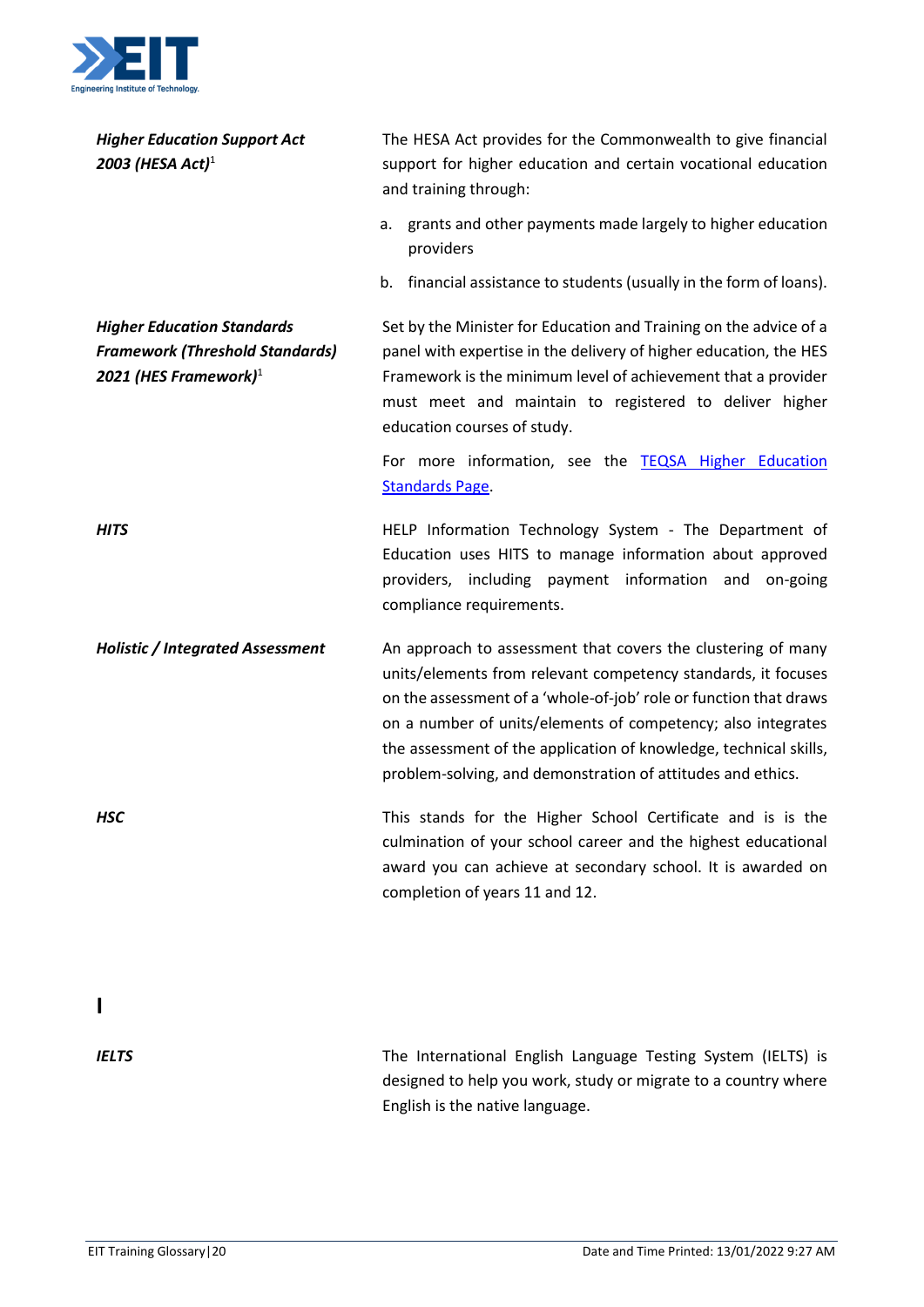***Higher Education Support Act 2003 (HESA Act)***[1]

The HESA Act provides for the Commonwealth to give financial support for higher education and certain vocational education and training through:

a. grants and other payments made largely to higher education providers

b. financial assistance to students (usually in the form of loans).

***Higher Education Standards Framework (Threshold Standards) 2021 (HES Framework)***[1]

Set by the Minister for Education and Training on the advice of a panel with expertise in the delivery of higher education, the HES Framework is the minimum level of achievement that a provider must meet and maintain to registered to deliver higher education courses of study.

For more information, see the [TEQSA Higher Education Standards Page](#).

***HITS***

HELP Information Technology System - The Department of Education uses HITS to manage information about approved providers, including payment information and on-going compliance requirements.

***Holistic / Integrated Assessment***

An approach to assessment that covers the clustering of many units/elements from relevant competency standards, it focuses on the assessment of a 'whole-of-job' role or function that draws on a number of units/elements of competency; also integrates the assessment of the application of knowledge, technical skills, problem-solving, and demonstration of attitudes and ethics.

***HSC***

This stands for the Higher School Certificate and is is the culmination of your school career and the highest educational award you can achieve at secondary school. It is awarded on completion of years 11 and 12.

# I

***IELTS***

The International English Language Testing System (IELTS) is designed to help you work, study or migrate to a country where English is the native language.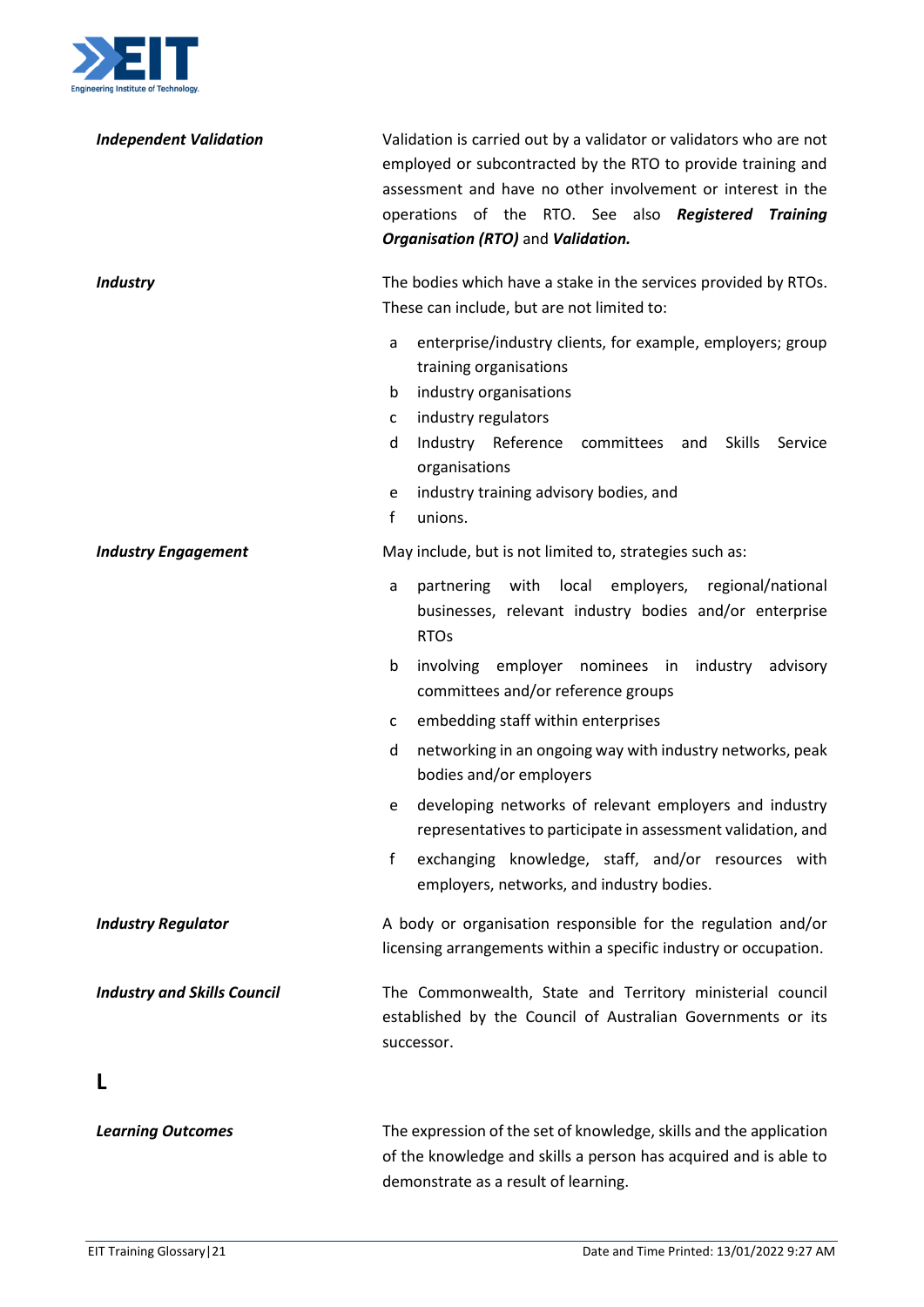***Independent Validation***

Validation is carried out by a validator or validators who are not employed or subcontracted by the RTO to provide training and assessment and have no other involvement or interest in the operations of the RTO. See also ***Registered Training Organisation (RTO)*** and ***Validation.***

***Industry***

The bodies which have a stake in the services provided by RTOs. These can include, but are not limited to:

a enterprise/industry clients, for example, employers; group training organisations
b industry organisations
c industry regulators
d Industry Reference committees and Skills Service organisations
e industry training advisory bodies, and
f unions.

***Industry Engagement***

May include, but is not limited to, strategies such as:

a partnering with local employers, regional/national businesses, relevant industry bodies and/or enterprise RTOs
b involving employer nominees in industry advisory committees and/or reference groups
c embedding staff within enterprises
d networking in an ongoing way with industry networks, peak bodies and/or employers
e developing networks of relevant employers and industry representatives to participate in assessment validation, and
f exchanging knowledge, staff, and/or resources with employers, networks, and industry bodies.

***Industry Regulator***

A body or organisation responsible for the regulation and/or licensing arrangements within a specific industry or occupation.

***Industry and Skills Council***

The Commonwealth, State and Territory ministerial council established by the Council of Australian Governments or its successor.

## L

***Learning Outcomes***

The expression of the set of knowledge, skills and the application of the knowledge and skills a person has acquired and is able to demonstrate as a result of learning.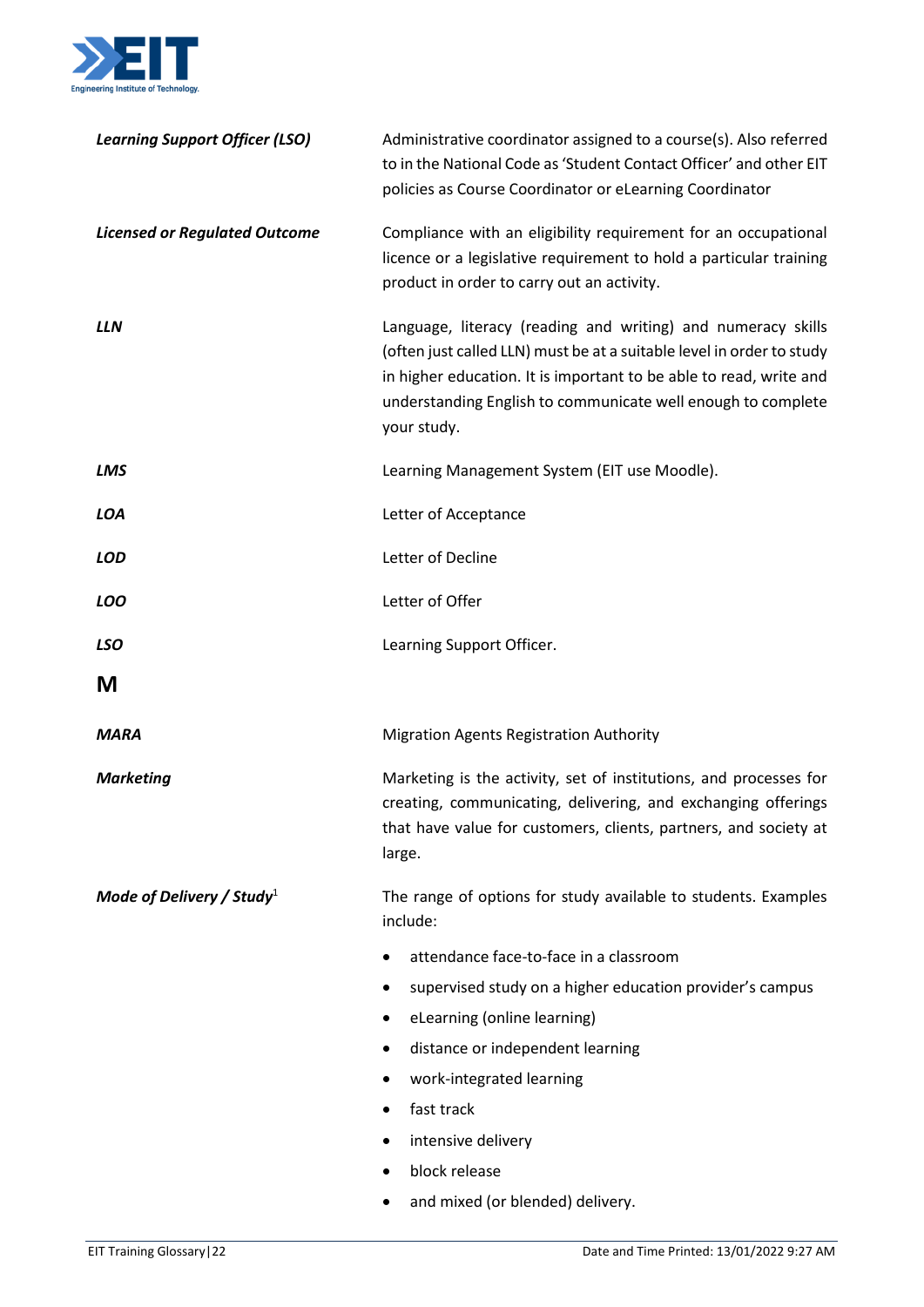| | |
|---|---|
| ***Learning Support Officer (LSO)*** | Administrative coordinator assigned to a course(s). Also referred to in the National Code as 'Student Contact Officer' and other EIT policies as Course Coordinator or eLearning Coordinator |
| ***Licensed or Regulated Outcome*** | Compliance with an eligibility requirement for an occupational licence or a legislative requirement to hold a particular training product in order to carry out an activity. |
| ***LLN*** | Language, literacy (reading and writing) and numeracy skills (often just called LLN) must be at a suitable level in order to study in higher education. It is important to be able to read, write and understanding English to communicate well enough to complete your study. |
| ***LMS*** | Learning Management System (EIT use Moodle). |
| ***LOA*** | Letter of Acceptance |
| ***LOD*** | Letter of Decline |
| ***LOO*** | Letter of Offer |
| ***LSO*** | Learning Support Officer. |

## M

| | |
|---|---|
| ***MARA*** | Migration Agents Registration Authority |
| ***Marketing*** | Marketing is the activity, set of institutions, and processes for creating, communicating, delivering, and exchanging offerings that have value for customers, clients, partners, and society at large. |
| ***Mode of Delivery / Study***[1] | The range of options for study available to students. Examples include: <br>• attendance face-to-face in a classroom <br>• supervised study on a higher education provider's campus <br>• eLearning (online learning) <br>• distance or independent learning <br>• work-integrated learning <br>• fast track <br>• intensive delivery <br>• block release <br>• and mixed (or blended) delivery. |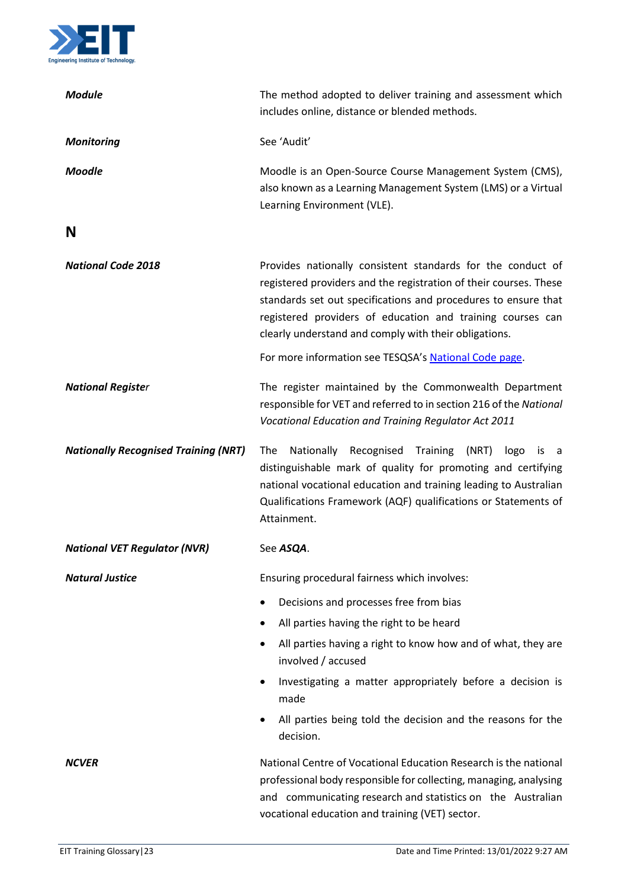***Module***

The method adopted to deliver training and assessment which includes online, distance or blended methods.

***Monitoring***

See 'Audit'

***Moodle***

Moodle is an Open-Source Course Management System (CMS), also known as a Learning Management System (LMS) or a Virtual Learning Environment (VLE).

## N

***National Code 2018***

Provides nationally consistent standards for the conduct of registered providers and the registration of their courses. These standards set out specifications and procedures to ensure that registered providers of education and training courses can clearly understand and comply with their obligations.

For more information see TESQSA's National Code page.

***National Register***

The register maintained by the Commonwealth Department responsible for VET and referred to in section 216 of the *National Vocational Education and Training Regulator Act 2011*

***Nationally Recognised Training (NRT)***

The Nationally Recognised Training (NRT) logo is a distinguishable mark of quality for promoting and certifying national vocational education and training leading to Australian Qualifications Framework (AQF) qualifications or Statements of Attainment.

***National VET Regulator (NVR)***

See ***ASQA***.

***Natural Justice***

Ensuring procedural fairness which involves:

- Decisions and processes free from bias
- All parties having the right to be heard
- All parties having a right to know how and of what, they are involved / accused
- Investigating a matter appropriately before a decision is made
- All parties being told the decision and the reasons for the decision.

***NCVER***

National Centre of Vocational Education Research is the national professional body responsible for collecting, managing, analysing and communicating research and statistics on the Australian vocational education and training (VET) sector.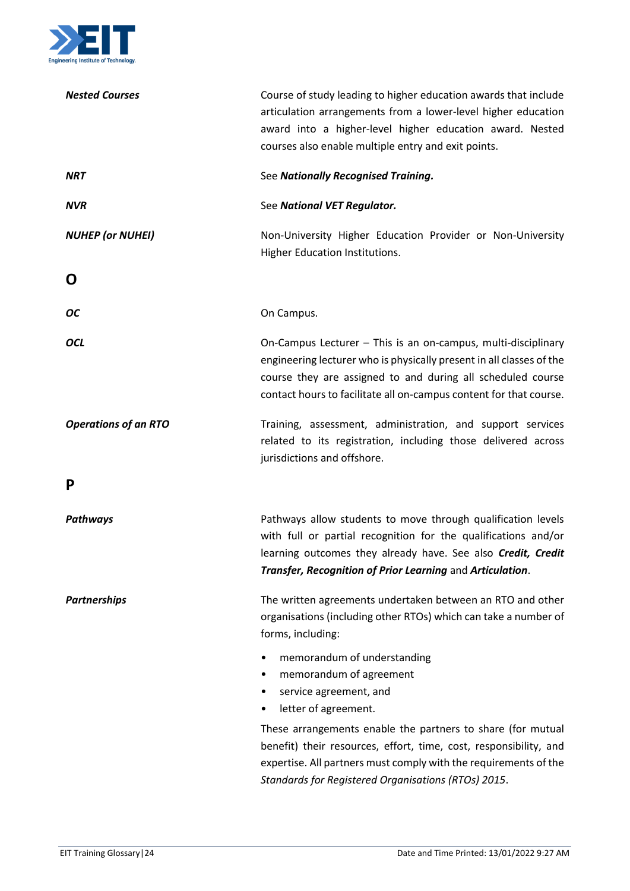| | |
|---|---|
| ***Nested Courses*** | Course of study leading to higher education awards that include articulation arrangements from a lower-level higher education award into a higher-level higher education award. Nested courses also enable multiple entry and exit points. |
| ***NRT*** | See ***Nationally Recognised Training.*** |
| ***NVR*** | See ***National VET Regulator.*** |
| ***NUHEP (or NUHEI)*** | Non-University Higher Education Provider or Non-University Higher Education Institutions. |

## O

| | |
|---|---|
| ***OC*** | On Campus. |
| ***OCL*** | On-Campus Lecturer – This is an on-campus, multi-disciplinary engineering lecturer who is physically present in all classes of the course they are assigned to and during all scheduled course contact hours to facilitate all on-campus content for that course. |
| ***Operations of an RTO*** | Training, assessment, administration, and support services related to its registration, including those delivered across jurisdictions and offshore. |

## P

***Pathways***

Pathways allow students to move through qualification levels with full or partial recognition for the qualifications and/or learning outcomes they already have. See also ***Credit, Credit Transfer, Recognition of Prior Learning*** and ***Articulation***.

***Partnerships***

The written agreements undertaken between an RTO and other organisations (including other RTOs) which can take a number of forms, including:

- memorandum of understanding
- memorandum of agreement
- service agreement, and
- letter of agreement.

These arrangements enable the partners to share (for mutual benefit) their resources, effort, time, cost, responsibility, and expertise. All partners must comply with the requirements of the *Standards for Registered Organisations (RTOs) 2015*.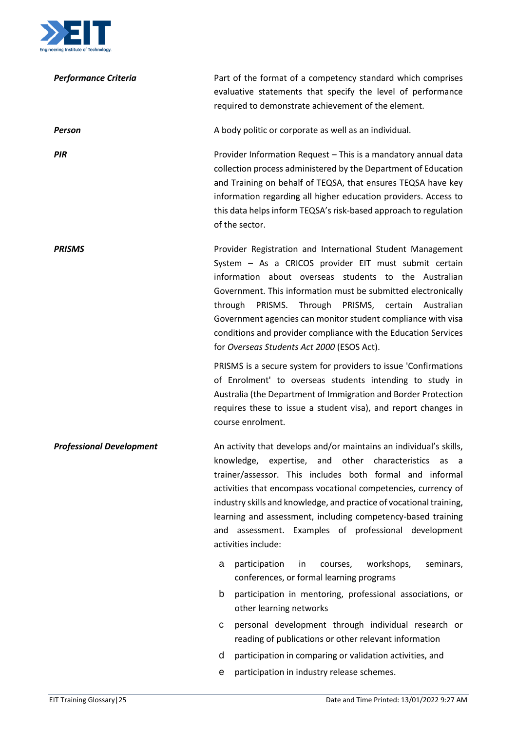***Performance Criteria***

Part of the format of a competency standard which comprises evaluative statements that specify the level of performance required to demonstrate achievement of the element.

***Person***

A body politic or corporate as well as an individual.

***PIR***

Provider Information Request – This is a mandatory annual data collection process administered by the Department of Education and Training on behalf of TEQSA, that ensures TEQSA have key information regarding all higher education providers. Access to this data helps inform TEQSA's risk-based approach to regulation of the sector.

***PRISMS***

Provider Registration and International Student Management System – As a CRICOS provider EIT must submit certain information about overseas students to the Australian Government. This information must be submitted electronically through PRISMS. Through PRISMS, certain Australian Government agencies can monitor student compliance with visa conditions and provider compliance with the Education Services for *Overseas Students Act 2000* (ESOS Act).

PRISMS is a secure system for providers to issue 'Confirmations of Enrolment' to overseas students intending to study in Australia (the Department of Immigration and Border Protection requires these to issue a student visa), and report changes in course enrolment.

***Professional Development***

An activity that develops and/or maintains an individual's skills, knowledge, expertise, and other characteristics as a trainer/assessor. This includes both formal and informal activities that encompass vocational competencies, currency of industry skills and knowledge, and practice of vocational training, learning and assessment, including competency-based training and assessment. Examples of professional development activities include:

a. participation in courses, workshops, seminars, conferences, or formal learning programs
b. participation in mentoring, professional associations, or other learning networks
c. personal development through individual research or reading of publications or other relevant information
d. participation in comparing or validation activities, and
e. participation in industry release schemes.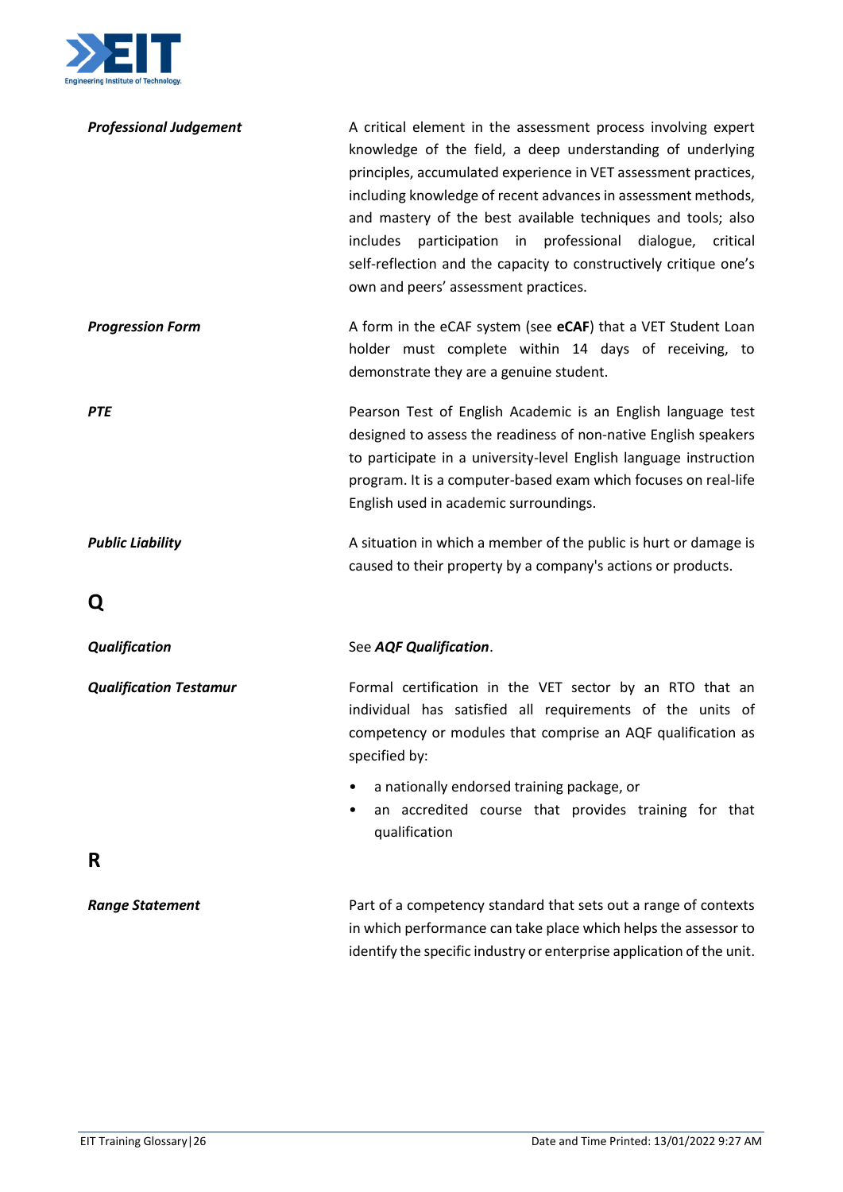| | |
|---|---|
| ***Professional Judgement*** | A critical element in the assessment process involving expert knowledge of the field, a deep understanding of underlying principles, accumulated experience in VET assessment practices, including knowledge of recent advances in assessment methods, and mastery of the best available techniques and tools; also includes participation in professional dialogue, critical self-reflection and the capacity to constructively critique one's own and peers' assessment practices. |
| ***Progression Form*** | A form in the eCAF system (see **eCAF**) that a VET Student Loan holder must complete within 14 days of receiving, to demonstrate they are a genuine student. |
| ***PTE*** | Pearson Test of English Academic is an English language test designed to assess the readiness of non-native English speakers to participate in a university-level English language instruction program. It is a computer-based exam which focuses on real-life English used in academic surroundings. |
| ***Public Liability*** | A situation in which a member of the public is hurt or damage is caused to their property by a company's actions or products. |

## Q

| | |
|---|---|
| ***Qualification*** | See ***AQF Qualification***. |
| ***Qualification Testamur*** | Formal certification in the VET sector by an RTO that an individual has satisfied all requirements of the units of competency or modules that comprise an AQF qualification as specified by:<br>• a nationally endorsed training package, or<br>• an accredited course that provides training for that qualification |

## R

| | |
|---|---|
| ***Range Statement*** | Part of a competency standard that sets out a range of contexts in which performance can take place which helps the assessor to identify the specific industry or enterprise application of the unit. |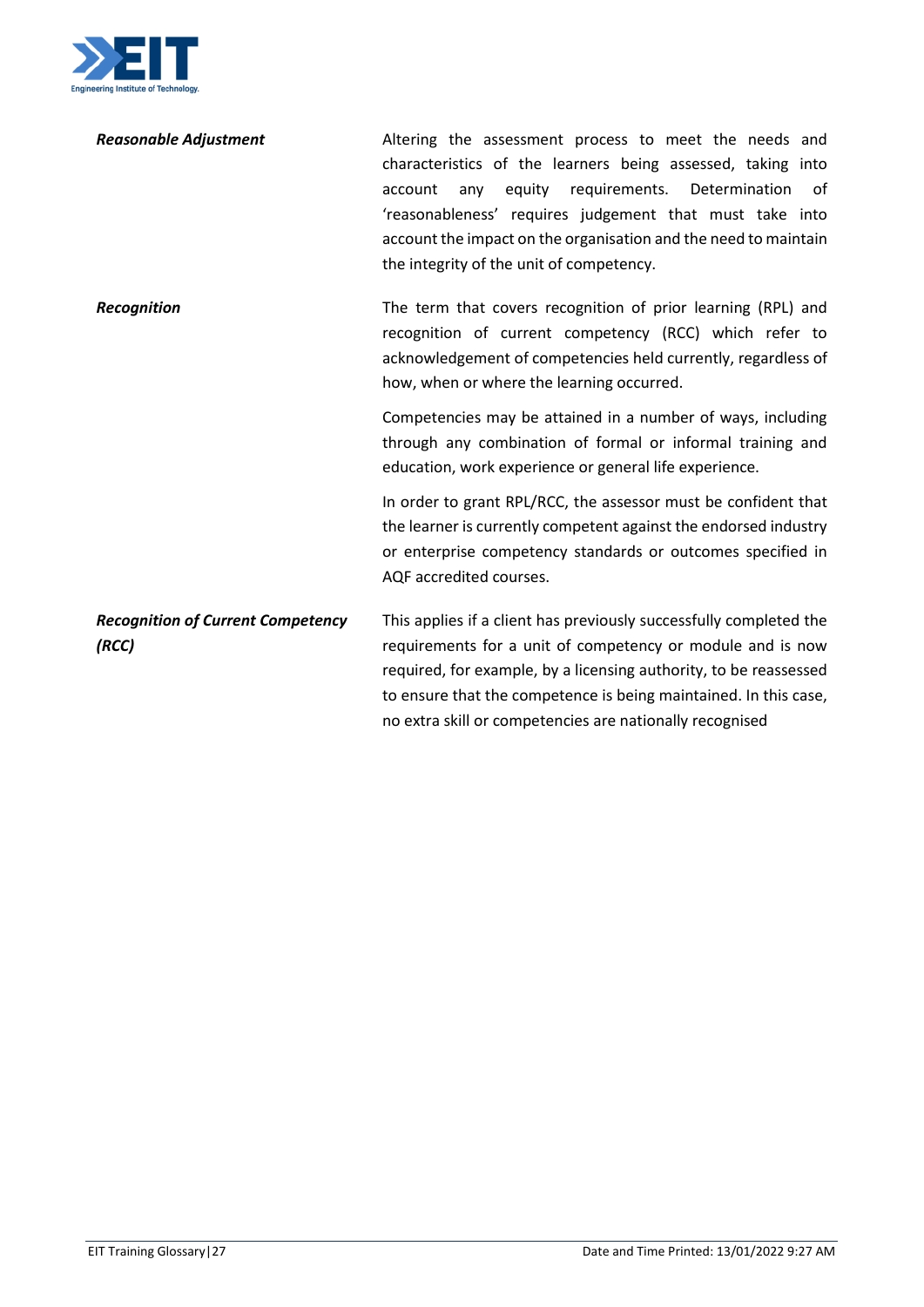| | |
|---|---|
| ***Reasonable Adjustment*** | Altering the assessment process to meet the needs and characteristics of the learners being assessed, taking into account any equity requirements. Determination of 'reasonableness' requires judgement that must take into account the impact on the organisation and the need to maintain the integrity of the unit of competency. |
| ***Recognition*** | The term that covers recognition of prior learning (RPL) and recognition of current competency (RCC) which refer to acknowledgement of competencies held currently, regardless of how, when or where the learning occurred.<br><br>Competencies may be attained in a number of ways, including through any combination of formal or informal training and education, work experience or general life experience.<br><br>In order to grant RPL/RCC, the assessor must be confident that the learner is currently competent against the endorsed industry or enterprise competency standards or outcomes specified in AQF accredited courses. |
| ***Recognition of Current Competency (RCC)*** | This applies if a client has previously successfully completed the requirements for a unit of competency or module and is now required, for example, by a licensing authority, to be reassessed to ensure that the competence is being maintained. In this case, no extra skill or competencies are nationally recognised |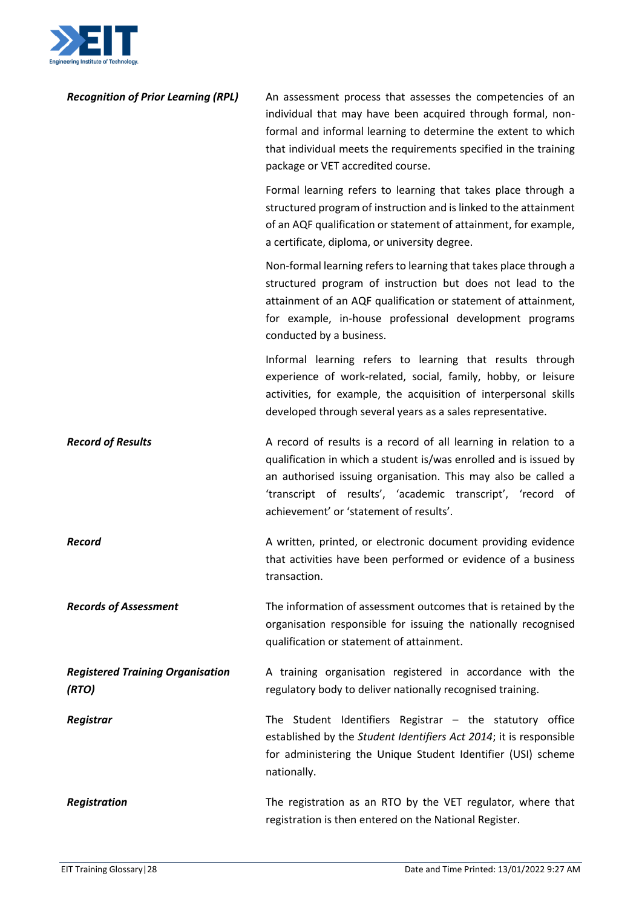| | |
|---|---|
| ***Recognition of Prior Learning (RPL)*** | An assessment process that assesses the competencies of an individual that may have been acquired through formal, non-formal and informal learning to determine the extent to which that individual meets the requirements specified in the training package or VET accredited course.<br><br>Formal learning refers to learning that takes place through a structured program of instruction and is linked to the attainment of an AQF qualification or statement of attainment, for example, a certificate, diploma, or university degree.<br><br>Non-formal learning refers to learning that takes place through a structured program of instruction but does not lead to the attainment of an AQF qualification or statement of attainment, for example, in-house professional development programs conducted by a business.<br><br>Informal learning refers to learning that results through experience of work-related, social, family, hobby, or leisure activities, for example, the acquisition of interpersonal skills developed through several years as a sales representative. |
| ***Record of Results*** | A record of results is a record of all learning in relation to a qualification in which a student is/was enrolled and is issued by an authorised issuing organisation. This may also be called a 'transcript of results', 'academic transcript', 'record of achievement' or 'statement of results'. |
| ***Record*** | A written, printed, or electronic document providing evidence that activities have been performed or evidence of a business transaction. |
| ***Records of Assessment*** | The information of assessment outcomes that is retained by the organisation responsible for issuing the nationally recognised qualification or statement of attainment. |
| ***Registered Training Organisation (RTO)*** | A training organisation registered in accordance with the regulatory body to deliver nationally recognised training. |
| ***Registrar*** | The Student Identifiers Registrar – the statutory office established by the *Student Identifiers Act 2014*; it is responsible for administering the Unique Student Identifier (USI) scheme nationally. |
| ***Registration*** | The registration as an RTO by the VET regulator, where that registration is then entered on the National Register. |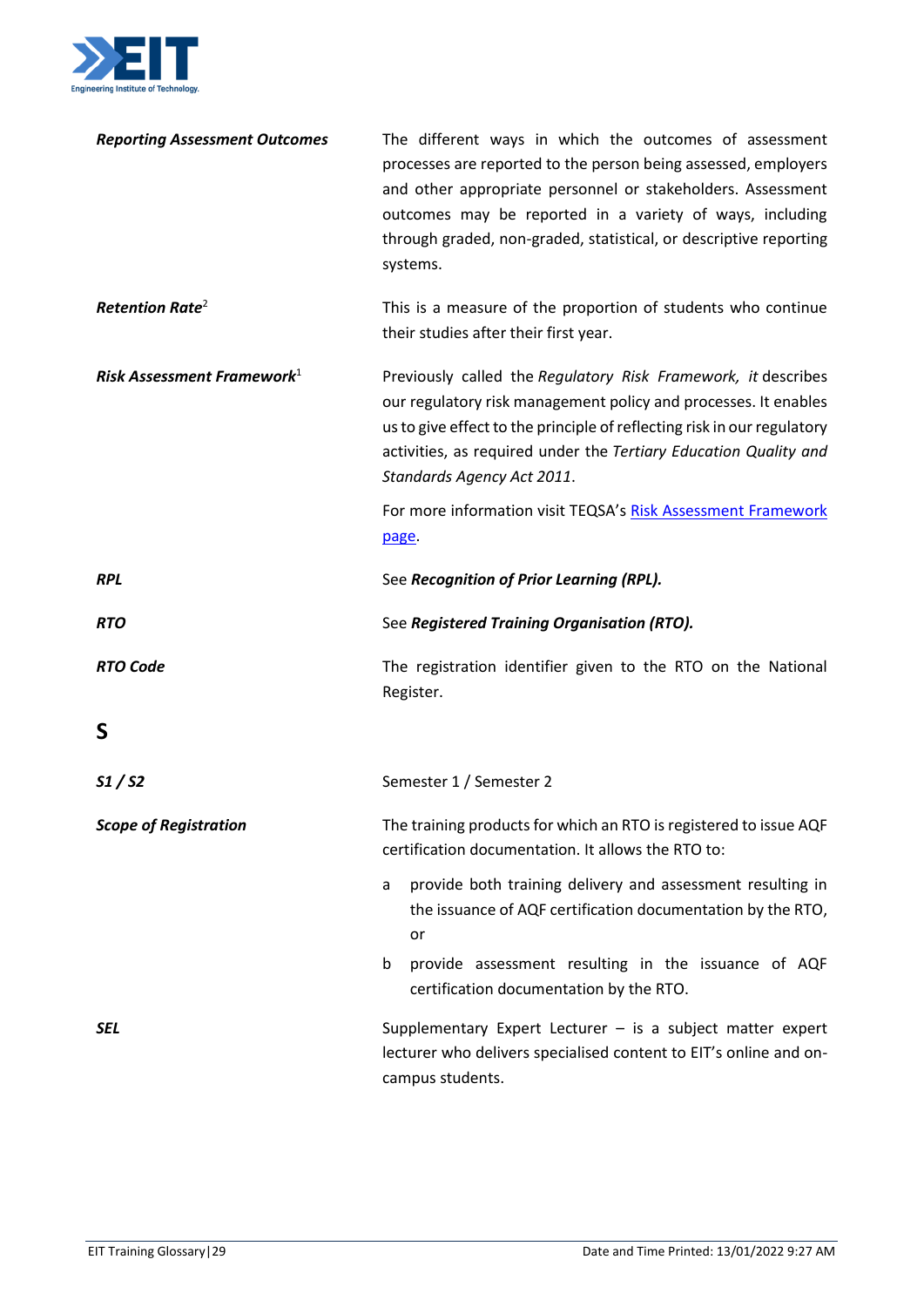***Reporting Assessment Outcomes***

The different ways in which the outcomes of assessment processes are reported to the person being assessed, employers and other appropriate personnel or stakeholders. Assessment outcomes may be reported in a variety of ways, including through graded, non-graded, statistical, or descriptive reporting systems.

***Retention Rate***[2]

This is a measure of the proportion of students who continue their studies after their first year.

***Risk Assessment Framework***[1]

Previously called the *Regulatory Risk Framework, it* describes our regulatory risk management policy and processes. It enables us to give effect to the principle of reflecting risk in our regulatory activities, as required under the *Tertiary Education Quality and Standards Agency Act 2011*.

For more information visit TEQSA's Risk Assessment Framework page.

***RPL***

See ***Recognition of Prior Learning (RPL).***

***RTO***

See ***Registered Training Organisation (RTO).***

***RTO Code***

The registration identifier given to the RTO on the National Register.

# S

***S1 / S2***

Semester 1 / Semester 2

***Scope of Registration***

The training products for which an RTO is registered to issue AQF certification documentation. It allows the RTO to:

a provide both training delivery and assessment resulting in the issuance of AQF certification documentation by the RTO, or

b provide assessment resulting in the issuance of AQF certification documentation by the RTO.

***SEL***

Supplementary Expert Lecturer – is a subject matter expert lecturer who delivers specialised content to EIT's online and on-campus students.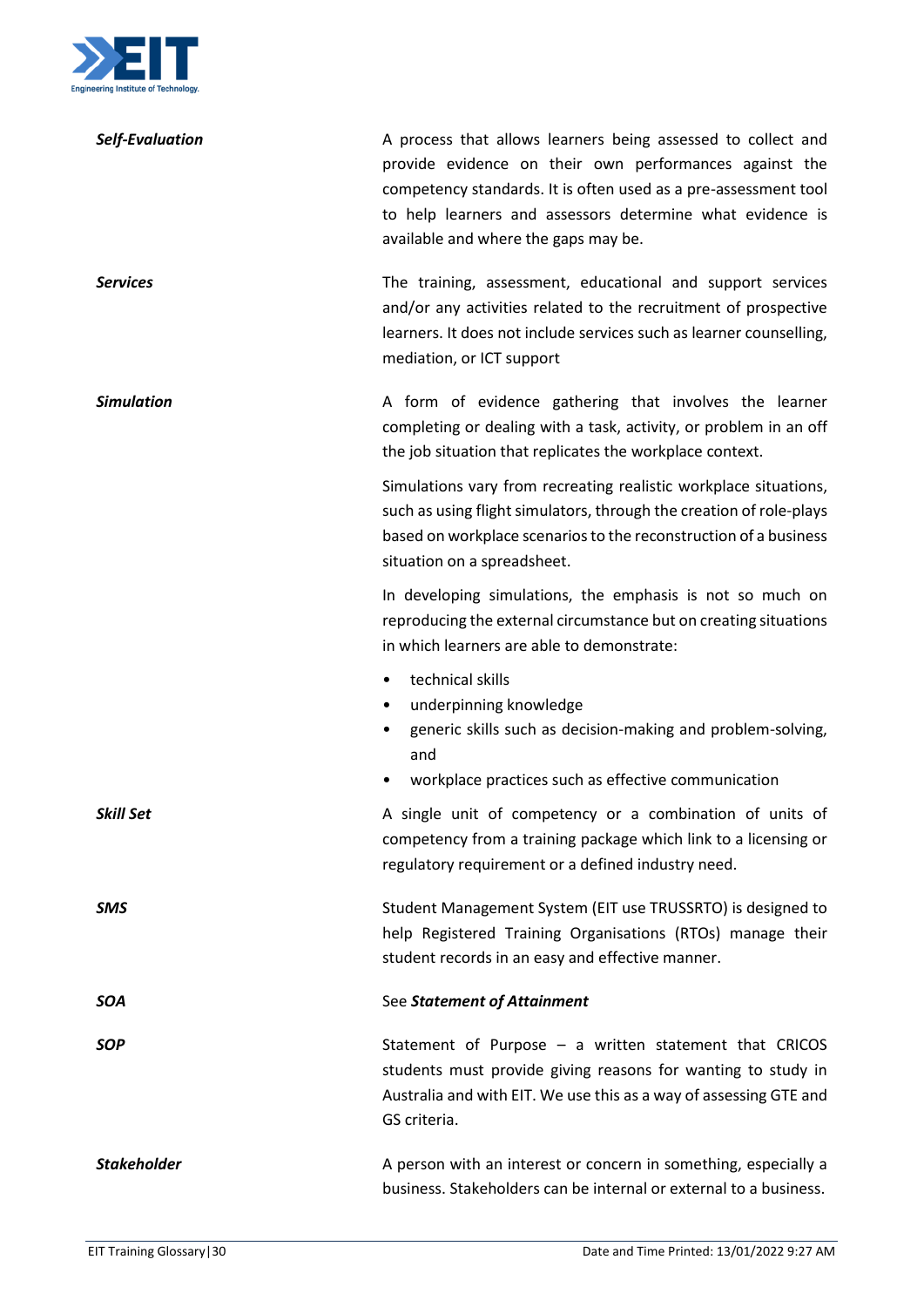| | |
|---|---|
| ***Self-Evaluation*** | A process that allows learners being assessed to collect and provide evidence on their own performances against the competency standards. It is often used as a pre-assessment tool to help learners and assessors determine what evidence is available and where the gaps may be. |
| ***Services*** | The training, assessment, educational and support services and/or any activities related to the recruitment of prospective learners. It does not include services such as learner counselling, mediation, or ICT support |
| ***Simulation*** | A form of evidence gathering that involves the learner completing or dealing with a task, activity, or problem in an off the job situation that replicates the workplace context.<br><br>Simulations vary from recreating realistic workplace situations, such as using flight simulators, through the creation of role-plays based on workplace scenarios to the reconstruction of a business situation on a spreadsheet.<br><br>In developing simulations, the emphasis is not so much on reproducing the external circumstance but on creating situations in which learners are able to demonstrate:<br>• technical skills<br>• underpinning knowledge<br>• generic skills such as decision-making and problem-solving, and<br>• workplace practices such as effective communication |
| ***Skill Set*** | A single unit of competency or a combination of units of competency from a training package which link to a licensing or regulatory requirement or a defined industry need. |
| ***SMS*** | Student Management System (EIT use TRUSSRTO) is designed to help Registered Training Organisations (RTOs) manage their student records in an easy and effective manner. |
| ***SOA*** | See ***Statement of Attainment*** |
| ***SOP*** | Statement of Purpose – a written statement that CRICOS students must provide giving reasons for wanting to study in Australia and with EIT. We use this as a way of assessing GTE and GS criteria. |
| ***Stakeholder*** | A person with an interest or concern in something, especially a business. Stakeholders can be internal or external to a business. |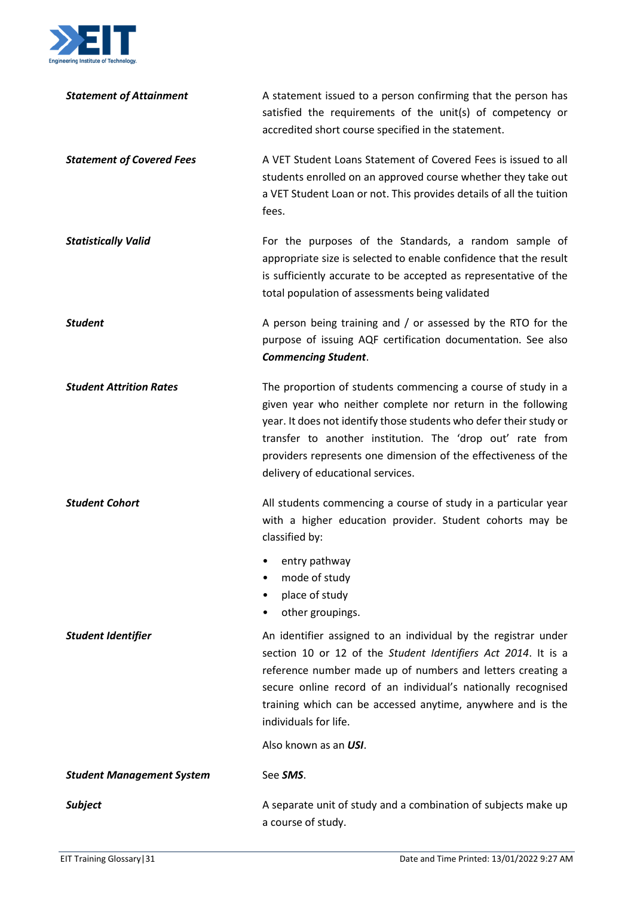| | |
|---|---|
| ***Statement of Attainment*** | A statement issued to a person confirming that the person has satisfied the requirements of the unit(s) of competency or accredited short course specified in the statement. |
| ***Statement of Covered Fees*** | A VET Student Loans Statement of Covered Fees is issued to all students enrolled on an approved course whether they take out a VET Student Loan or not. This provides details of all the tuition fees. |
| ***Statistically Valid*** | For the purposes of the Standards, a random sample of appropriate size is selected to enable confidence that the result is sufficiently accurate to be accepted as representative of the total population of assessments being validated |
| ***Student*** | A person being training and / or assessed by the RTO for the purpose of issuing AQF certification documentation. See also ***Commencing Student***. |
| ***Student Attrition Rates*** | The proportion of students commencing a course of study in a given year who neither complete nor return in the following year. It does not identify those students who defer their study or transfer to another institution. The 'drop out' rate from providers represents one dimension of the effectiveness of the delivery of educational services. |
| ***Student Cohort*** | All students commencing a course of study in a particular year with a higher education provider. Student cohorts may be classified by:<br>• entry pathway<br>• mode of study<br>• place of study<br>• other groupings. |
| ***Student Identifier*** | An identifier assigned to an individual by the registrar under section 10 or 12 of the *Student Identifiers Act 2014*. It is a reference number made up of numbers and letters creating a secure online record of an individual's nationally recognised training which can be accessed anytime, anywhere and is the individuals for life.<br><br>Also known as an ***USI***. |
| ***Student Management System*** | See ***SMS***. |
| ***Subject*** | A separate unit of study and a combination of subjects make up a course of study. |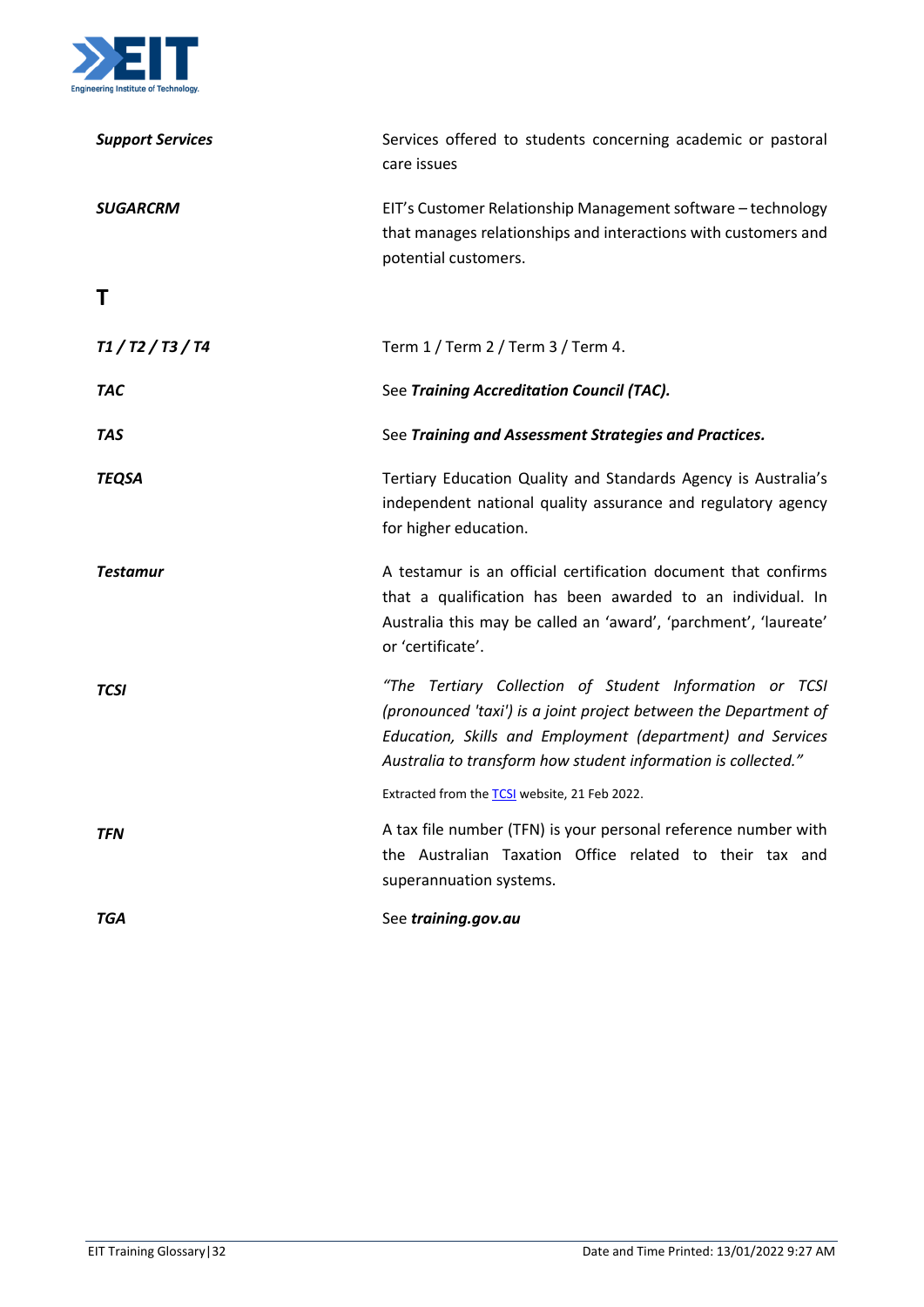***Support Services*** — Services offered to students concerning academic or pastoral care issues

***SUGARCRM*** — EIT's Customer Relationship Management software – technology that manages relationships and interactions with customers and potential customers.

# T

***T1 / T2 / T3 / T4*** — Term 1 / Term 2 / Term 3 / Term 4.

***TAC*** — See ***Training Accreditation Council (TAC).***

***TAS*** — See ***Training and Assessment Strategies and Practices.***

***TEQSA*** — Tertiary Education Quality and Standards Agency is Australia's independent national quality assurance and regulatory agency for higher education.

***Testamur*** — A testamur is an official certification document that confirms that a qualification has been awarded to an individual. In Australia this may be called an 'award', 'parchment', 'laureate' or 'certificate'.

***TCSI*** — *"The Tertiary Collection of Student Information or TCSI (pronounced 'taxi') is a joint project between the Department of Education, Skills and Employment (department) and Services Australia to transform how student information is collected."*

Extracted from the [TCSI] website, 21 Feb 2022.

***TFN*** — A tax file number (TFN) is your personal reference number with the Australian Taxation Office related to their tax and superannuation systems.

***TGA*** — See ***training.gov.au***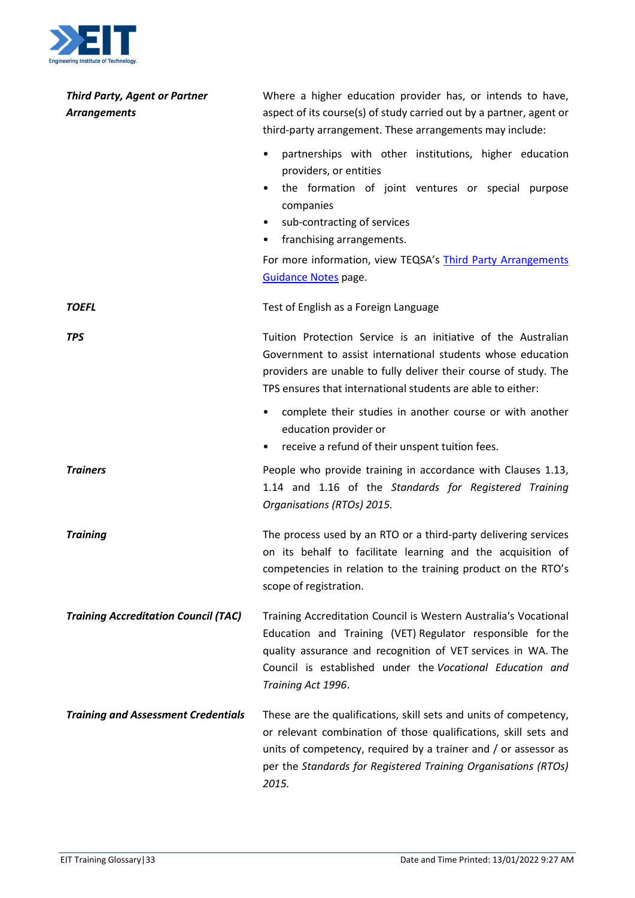***Third Party, Agent or Partner Arrangements***

Where a higher education provider has, or intends to have, aspect of its course(s) of study carried out by a partner, agent or third-party arrangement. These arrangements may include:

- partnerships with other institutions, higher education providers, or entities
- the formation of joint ventures or special purpose companies
- sub-contracting of services
- franchising arrangements.

For more information, view TEQSA's [Third Party Arrangements Guidance Notes]() page.

***TOEFL***

Test of English as a Foreign Language

***TPS***

Tuition Protection Service is an initiative of the Australian Government to assist international students whose education providers are unable to fully deliver their course of study. The TPS ensures that international students are able to either:

- complete their studies in another course or with another education provider or
- receive a refund of their unspent tuition fees.

***Trainers***

People who provide training in accordance with Clauses 1.13, 1.14 and 1.16 of the *Standards for Registered Training Organisations (RTOs) 2015.*

***Training***

The process used by an RTO or a third-party delivering services on its behalf to facilitate learning and the acquisition of competencies in relation to the training product on the RTO's scope of registration.

***Training Accreditation Council (TAC)***

Training Accreditation Council is Western Australia's Vocational Education and Training (VET) Regulator responsible for the quality assurance and recognition of VET services in WA. The Council is established under the *Vocational Education and Training Act 1996*.

***Training and Assessment Credentials***

These are the qualifications, skill sets and units of competency, or relevant combination of those qualifications, skill sets and units of competency, required by a trainer and / or assessor as per the *Standards for Registered Training Organisations (RTOs) 2015.*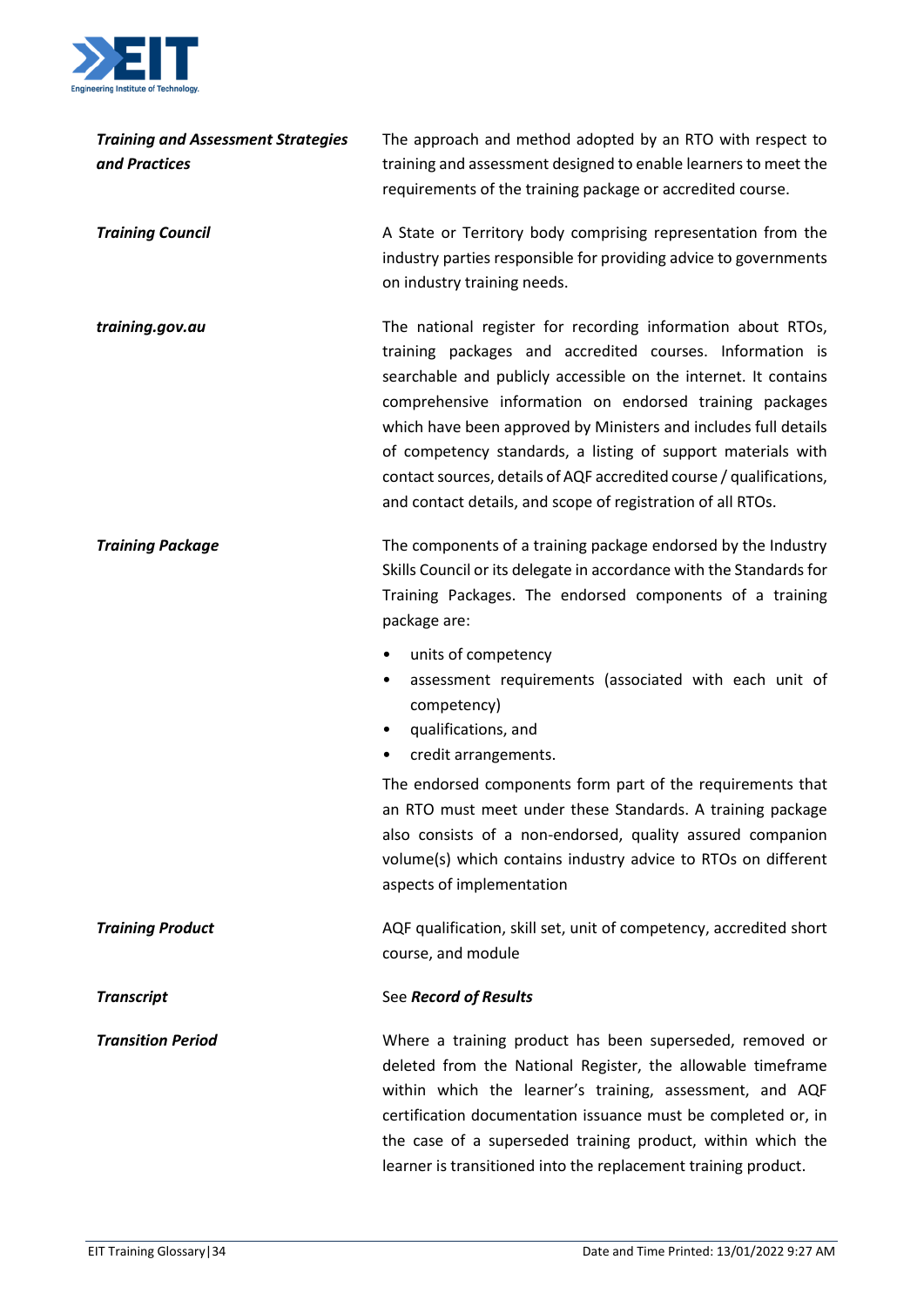***Training and Assessment Strategies and Practices***

The approach and method adopted by an RTO with respect to training and assessment designed to enable learners to meet the requirements of the training package or accredited course.

***Training Council***

A State or Territory body comprising representation from the industry parties responsible for providing advice to governments on industry training needs.

***training.gov.au***

The national register for recording information about RTOs, training packages and accredited courses. Information is searchable and publicly accessible on the internet. It contains comprehensive information on endorsed training packages which have been approved by Ministers and includes full details of competency standards, a listing of support materials with contact sources, details of AQF accredited course / qualifications, and contact details, and scope of registration of all RTOs.

***Training Package***

The components of a training package endorsed by the Industry Skills Council or its delegate in accordance with the Standards for Training Packages. The endorsed components of a training package are:

- units of competency
- assessment requirements (associated with each unit of competency)
- qualifications, and
- credit arrangements.

The endorsed components form part of the requirements that an RTO must meet under these Standards. A training package also consists of a non-endorsed, quality assured companion volume(s) which contains industry advice to RTOs on different aspects of implementation

***Training Product***

AQF qualification, skill set, unit of competency, accredited short course, and module

***Transcript***

See ***Record of Results***

***Transition Period***

Where a training product has been superseded, removed or deleted from the National Register, the allowable timeframe within which the learner's training, assessment, and AQF certification documentation issuance must be completed or, in the case of a superseded training product, within which the learner is transitioned into the replacement training product.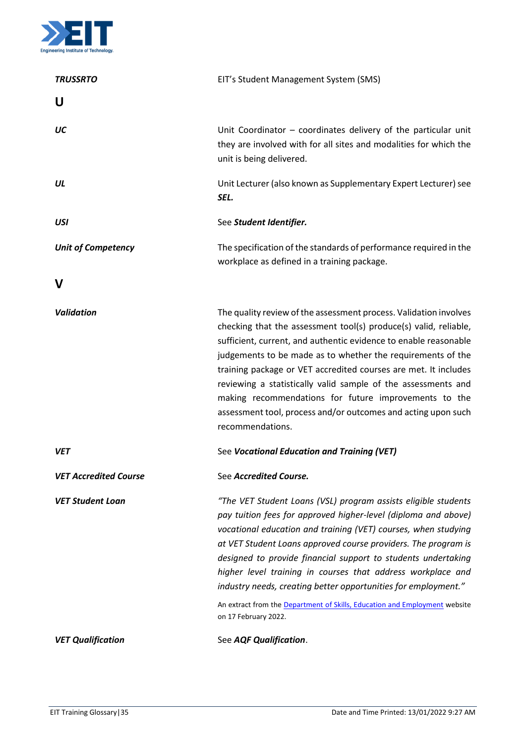| | |
|---|---|
| ***TRUSSRTO*** | EIT's Student Management System (SMS) |

## U

| | |
|---|---|
| ***UC*** | Unit Coordinator – coordinates delivery of the particular unit they are involved with for all sites and modalities for which the unit is being delivered. |
| ***UL*** | Unit Lecturer (also known as Supplementary Expert Lecturer) see ***SEL.*** |
| ***USI*** | See ***Student Identifier.*** |
| ***Unit of Competency*** | The specification of the standards of performance required in the workplace as defined in a training package. |

## V

| | |
|---|---|
| ***Validation*** | The quality review of the assessment process. Validation involves checking that the assessment tool(s) produce(s) valid, reliable, sufficient, current, and authentic evidence to enable reasonable judgements to be made as to whether the requirements of the training package or VET accredited courses are met. It includes reviewing a statistically valid sample of the assessments and making recommendations for future improvements to the assessment tool, process and/or outcomes and acting upon such recommendations. |
| ***VET*** | See ***Vocational Education and Training (VET)*** |
| ***VET Accredited Course*** | See ***Accredited Course.*** |
| ***VET Student Loan*** | *"The VET Student Loans (VSL) program assists eligible students pay tuition fees for approved higher-level (diploma and above) vocational education and training (VET) courses, when studying at VET Student Loans approved course providers. The program is designed to provide financial support to students undertaking higher level training in courses that address workplace and industry needs, creating better opportunities for employment."*<br><br>An extract from the Department of Skills, Education and Employment website on 17 February 2022. |
| ***VET Qualification*** | See ***AQF Qualification***. |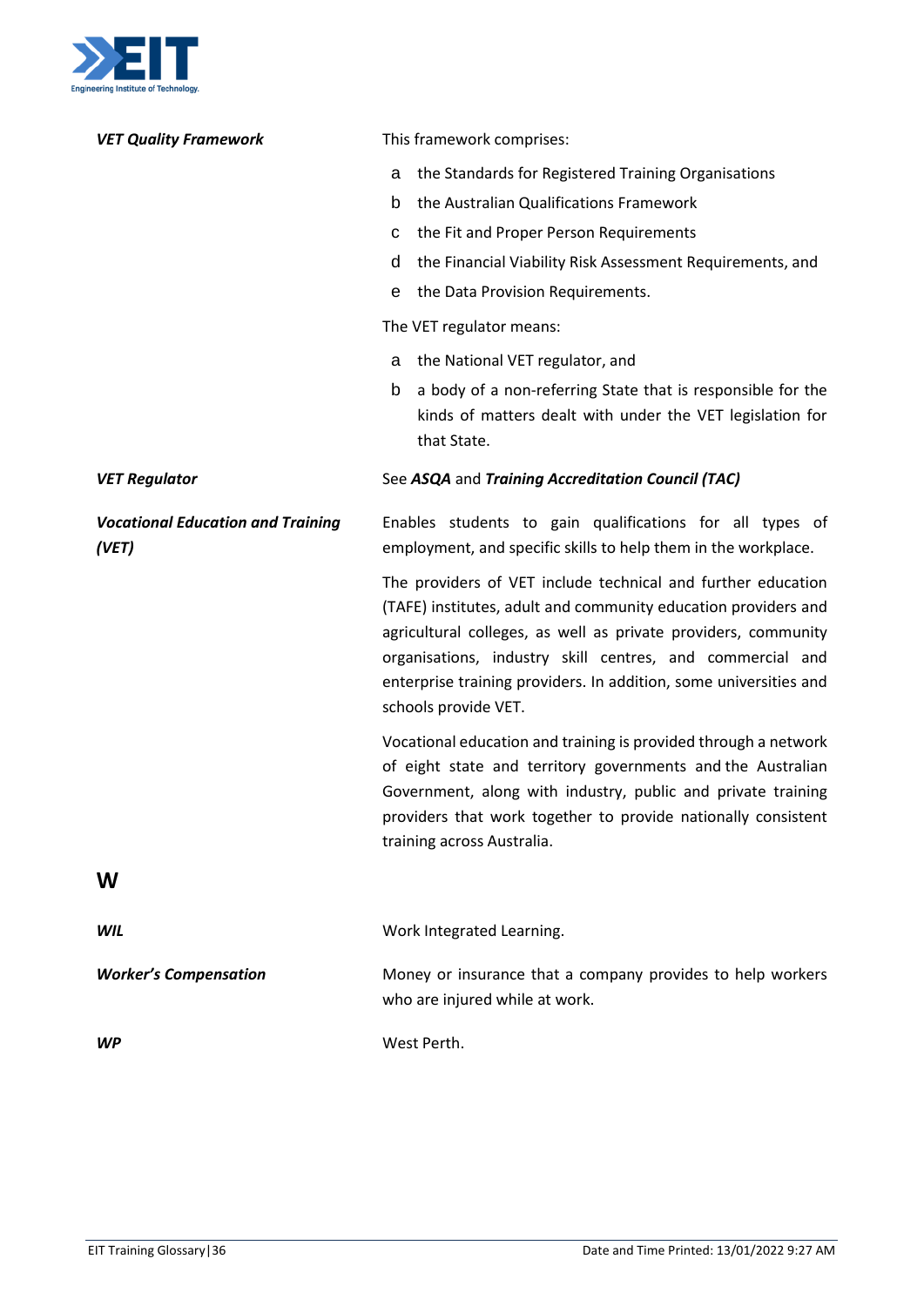***VET Quality Framework***

This framework comprises:

a the Standards for Registered Training Organisations
b the Australian Qualifications Framework
c the Fit and Proper Person Requirements
d the Financial Viability Risk Assessment Requirements, and
e the Data Provision Requirements.

The VET regulator means:

a the National VET regulator, and
b a body of a non-referring State that is responsible for the kinds of matters dealt with under the VET legislation for that State.

***VET Regulator***

See ***ASQA*** and ***Training Accreditation Council (TAC)***

***Vocational Education and Training (VET)***

Enables students to gain qualifications for all types of employment, and specific skills to help them in the workplace.

The providers of VET include technical and further education (TAFE) institutes, adult and community education providers and agricultural colleges, as well as private providers, community organisations, industry skill centres, and commercial and enterprise training providers. In addition, some universities and schools provide VET.

Vocational education and training is provided through a network of eight state and territory governments and the Australian Government, along with industry, public and private training providers that work together to provide nationally consistent training across Australia.

## W

***WIL***

Work Integrated Learning.

***Worker's Compensation***

Money or insurance that a company provides to help workers who are injured while at work.

***WP***

West Perth.